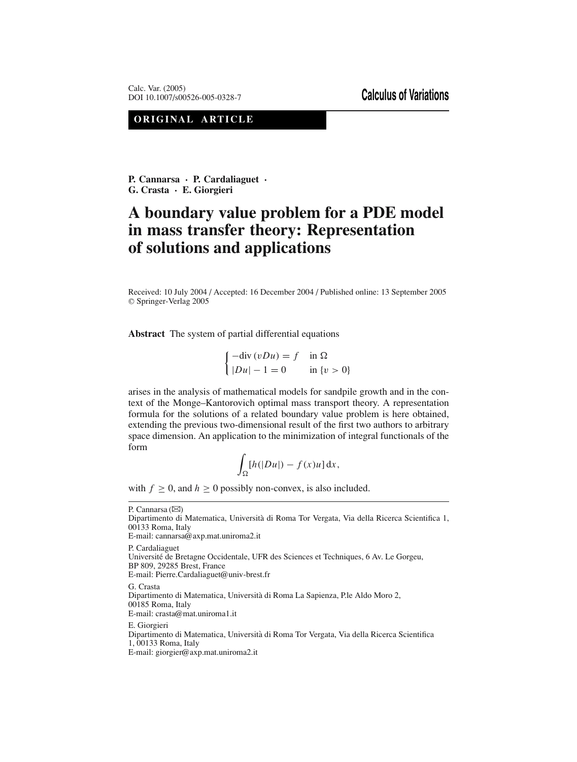Calc. Var. (2005)
DOI 10.1007/s00526-005-0328-7

**Calculus of Variations**

**ORIGINAL ARTICLE**

**P. Cannarsa · P. Cardaliaguet · G. Crasta · E. Giorgieri**

# A boundary value problem for a PDE model in mass transfer theory: Representation of solutions and applications

Received: 10 July 2004 / Accepted: 16 December 2004 / Published online: 13 September 2005
© Springer-Verlag 2005

**Abstract** The system of partial differential equations

$$\begin{cases} -\mathrm{div}\,(vDu) = f & \text{in } \Omega \\ |Du| - 1 = 0 & \text{in } \{v > 0\} \end{cases}$$

arises in the analysis of mathematical models for sandpile growth and in the context of the Monge–Kantorovich optimal mass transport theory. A representation formula for the solutions of a related boundary value problem is here obtained, extending the previous two-dimensional result of the first two authors to arbitrary space dimension. An application to the minimization of integral functionals of the form

$$\int_\Omega [h(|Du|) - f(x)u]\,\mathrm{d}x,$$

with $f \geq 0$, and $h \geq 0$ possibly non-convex, is also included.

---

P. Cannarsa (✉)
Dipartimento di Matematica, Università di Roma Tor Vergata, Via della Ricerca Scientifica 1, 00133 Roma, Italy
E-mail: cannarsa@axp.mat.uniroma2.it

P. Cardaliaguet
Université de Bretagne Occidentale, UFR des Sciences et Techniques, 6 Av. Le Gorgeu, BP 809, 29285 Brest, France
E-mail: Pierre.Cardaliaguet@univ-brest.fr

G. Crasta
Dipartimento di Matematica, Università di Roma La Sapienza, P.le Aldo Moro 2, 00185 Roma, Italy
E-mail: crasta@mat.uniroma1.it

E. Giorgieri
Dipartimento di Matematica, Università di Roma Tor Vergata, Via della Ricerca Scientifica 1, 00133 Roma, Italy
E-mail: giorgier@axp.mat.uniroma2.it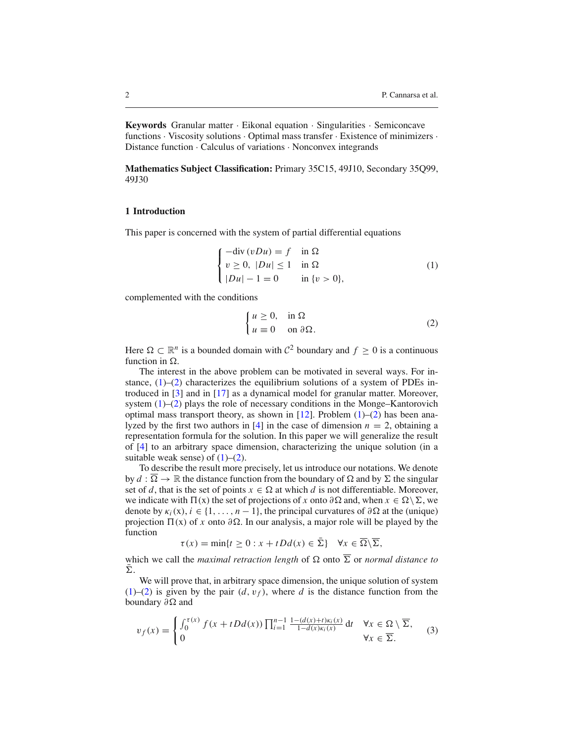**Keywords** Granular matter · Eikonal equation · Singularities · Semiconcave functions · Viscosity solutions · Optimal mass transfer · Existence of minimizers · Distance function · Calculus of variations · Nonconvex integrands

**Mathematics Subject Classification:** Primary 35C15, 49J10, Secondary 35Q99, 49J30

## 1 Introduction

This paper is concerned with the system of partial differential equations

$$\begin{cases} -\mathrm{div}\,(vDu) = f & \text{in } \Omega \\ v \geq 0,\ |Du| \leq 1 & \text{in } \Omega \\ |Du| - 1 = 0 & \text{in } \{v > 0\}, \end{cases} \tag{1}$$

complemented with the conditions

$$\begin{cases} u \geq 0, & \text{in } \Omega \\ u \equiv 0 & \text{on } \partial\Omega. \end{cases} \tag{2}$$

Here $\Omega \subset \mathbb{R}^n$ is a bounded domain with $\mathcal{C}^2$ boundary and $f \geq 0$ is a continuous function in $\Omega$.

The interest in the above problem can be motivated in several ways. For instance, (1)–(2) characterizes the equilibrium solutions of a system of PDEs introduced in [3] and in [17] as a dynamical model for granular matter. Moreover, system (1)–(2) plays the role of necessary conditions in the Monge–Kantorovich optimal mass transport theory, as shown in [12]. Problem (1)–(2) has been analyzed by the first two authors in [4] in the case of dimension $n = 2$, obtaining a representation formula for the solution. In this paper we will generalize the result of [4] to an arbitrary space dimension, characterizing the unique solution (in a suitable weak sense) of (1)–(2).

To describe the result more precisely, let us introduce our notations. We denote by $d : \overline{\Omega} \to \mathbb{R}$ the distance function from the boundary of $\Omega$ and by $\Sigma$ the singular set of $d$, that is the set of points $x \in \Omega$ at which $d$ is not differentiable. Moreover, we indicate with $\Pi(x)$ the set of projections of $x$ onto $\partial\Omega$ and, when $x \in \Omega \setminus \Sigma$, we denote by $\kappa_i(x)$, $i \in \{1, \ldots, n-1\}$, the principal curvatures of $\partial\Omega$ at the (unique) projection $\Pi(x)$ of $x$ onto $\partial\Omega$. In our analysis, a major role will be played by the function

$$\tau(x) = \min\{t \geq 0 : x + tDd(x) \in \bar{\Sigma}\} \quad \forall x \in \overline{\Omega} \setminus \overline{\Sigma},$$

which we call the *maximal retraction length* of $\Omega$ onto $\overline{\Sigma}$ or *normal distance to* $\bar{\Sigma}$.

We will prove that, in arbitrary space dimension, the unique solution of system (1)–(2) is given by the pair $(d, v_f)$, where $d$ is the distance function from the boundary $\partial\Omega$ and

$$v_f(x) = \begin{cases} \int_0^{\tau(x)} f(x + tDd(x)) \prod_{i=1}^{n-1} \frac{1-(d(x)+t)\kappa_i(x)}{1-d(x)\kappa_i(x)}\, \mathrm{d}t & \forall x \in \Omega \setminus \overline{\Sigma}, \\ 0 & \forall x \in \overline{\Sigma}. \end{cases} \tag{3}$$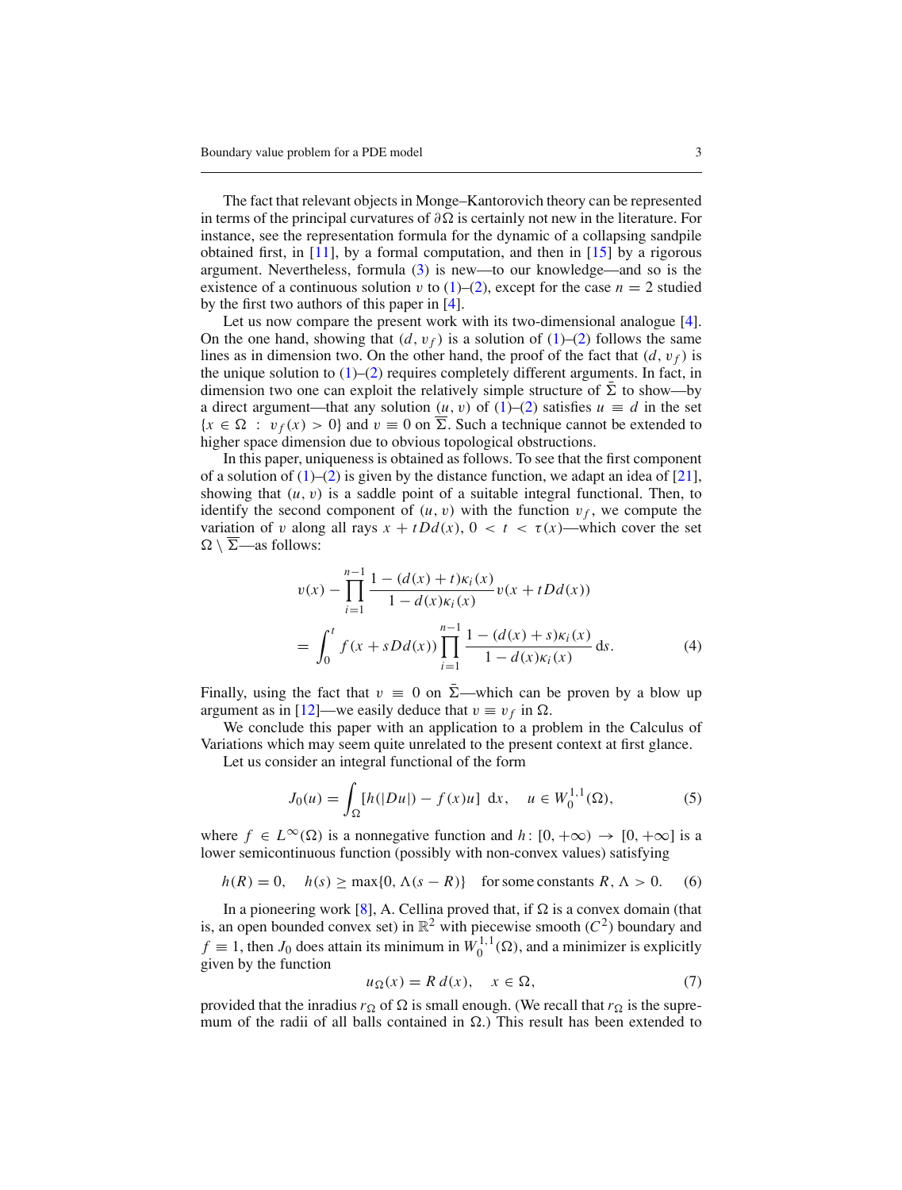The fact that relevant objects in Monge–Kantorovich theory can be represented in terms of the principal curvatures of $\partial\Omega$ is certainly not new in the literature. For instance, see the representation formula for the dynamic of a collapsing sandpile obtained first, in [11], by a formal computation, and then in [15] by a rigorous argument. Nevertheless, formula (3) is new—to our knowledge—and so is the existence of a continuous solution $v$ to (1)–(2), except for the case $n = 2$ studied by the first two authors of this paper in [4].

Let us now compare the present work with its two-dimensional analogue [4]. On the one hand, showing that $(d, v_f)$ is a solution of (1)–(2) follows the same lines as in dimension two. On the other hand, the proof of the fact that $(d, v_f)$ is the unique solution to (1)–(2) requires completely different arguments. In fact, in dimension two one can exploit the relatively simple structure of $\bar{\Sigma}$ to show—by a direct argument—that any solution $(u, v)$ of (1)–(2) satisfies $u \equiv d$ in the set $\{x \in \Omega \,:\, v_f(x) > 0\}$ and $v \equiv 0$ on $\overline{\Sigma}$. Such a technique cannot be extended to higher space dimension due to obvious topological obstructions.

In this paper, uniqueness is obtained as follows. To see that the first component of a solution of (1)–(2) is given by the distance function, we adapt an idea of [21], showing that $(u, v)$ is a saddle point of a suitable integral functional. Then, to identify the second component of $(u, v)$ with the function $v_f$, we compute the variation of $v$ along all rays $x + tDd(x)$, $0 < t < \tau(x)$—which cover the set $\Omega \setminus \overline{\Sigma}$—as follows:

$$
\begin{aligned}
& v(x) - \prod_{i=1}^{n-1} \frac{1 - (d(x) + t)\kappa_i(x)}{1 - d(x)\kappa_i(x)} v(x + tDd(x)) \\
& = \int_0^t f(x + sDd(x)) \prod_{i=1}^{n-1} \frac{1 - (d(x) + s)\kappa_i(x)}{1 - d(x)\kappa_i(x)} \, \mathrm{d}s. \qquad (4)
\end{aligned}
$$

Finally, using the fact that $v \equiv 0$ on $\bar{\Sigma}$—which can be proven by a blow up argument as in [12]—we easily deduce that $v \equiv v_f$ in $\Omega$.

We conclude this paper with an application to a problem in the Calculus of Variations which may seem quite unrelated to the present context at first glance.

Let us consider an integral functional of the form

$$
J_0(u) = \int_\Omega [h(|Du|) - f(x)u] \, \mathrm{d}x, \quad u \in W_0^{1,1}(\Omega), \qquad (5)
$$

where $f \in L^\infty(\Omega)$ is a nonnegative function and $h\colon [0, +\infty) \to [0, +\infty]$ is a lower semicontinuous function (possibly with non-convex values) satisfying

$$
h(R) = 0, \quad h(s) \geq \max\{0, \Lambda(s - R)\} \quad \text{for some constants } R, \Lambda > 0. \qquad (6)
$$

In a pioneering work [8], A. Cellina proved that, if $\Omega$ is a convex domain (that is, an open bounded convex set) in $\mathbb{R}^2$ with piecewise smooth ($C^2$) boundary and $f \equiv 1$, then $J_0$ does attain its minimum in $W_0^{1,1}(\Omega)$, and a minimizer is explicitly given by the function

$$
u_\Omega(x) = R\, d(x), \quad x \in \Omega, \qquad (7)
$$

provided that the inradius $r_\Omega$ of $\Omega$ is small enough. (We recall that $r_\Omega$ is the supremum of the radii of all balls contained in $\Omega$.) This result has been extended to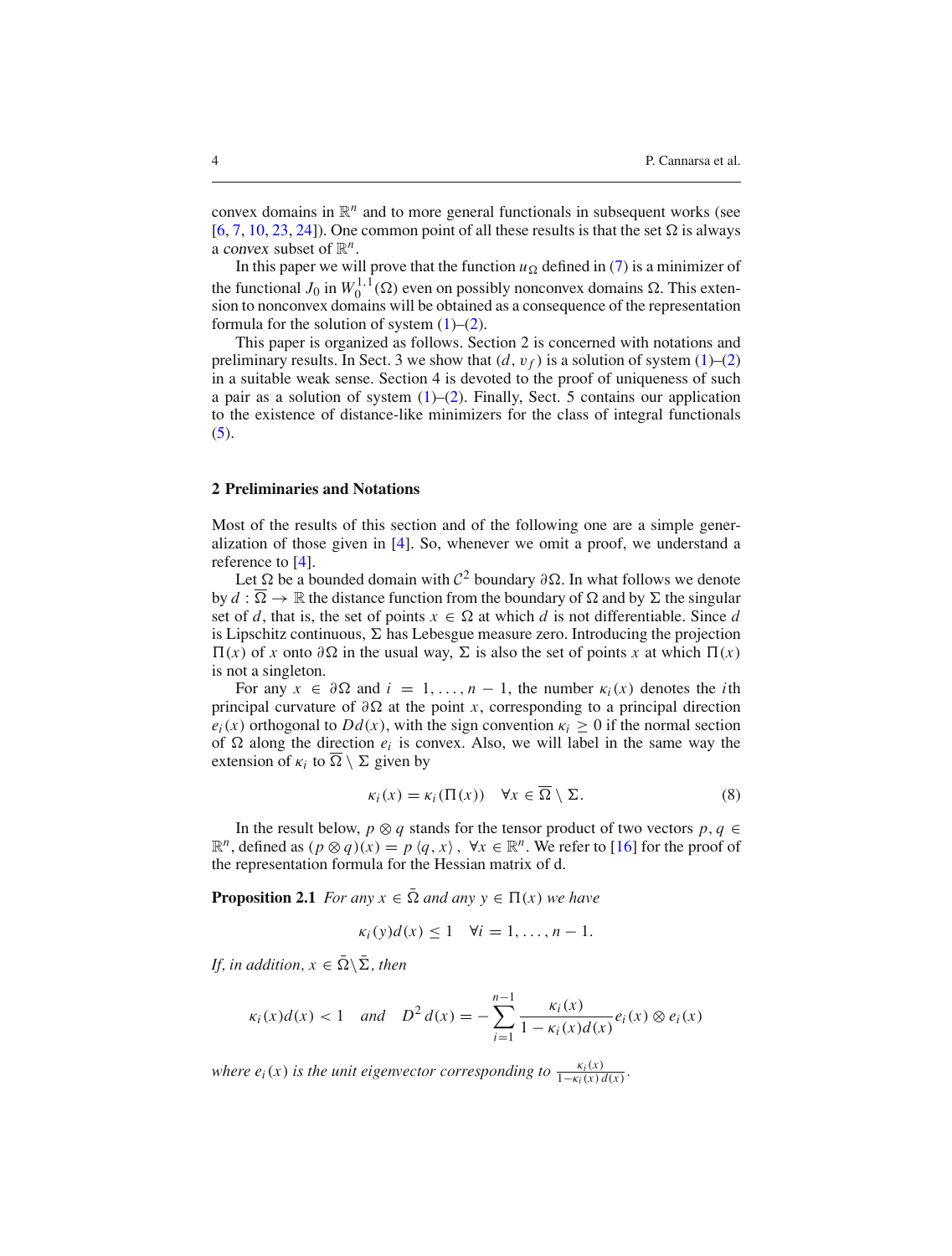convex domains in $\mathbb{R}^n$ and to more general functionals in subsequent works (see [6, 7, 10, 23, 24]). One common point of all these results is that the set $\Omega$ is always a *convex* subset of $\mathbb{R}^n$.

In this paper we will prove that the function $u_\Omega$ defined in (7) is a minimizer of the functional $J_0$ in $W_0^{1,1}(\Omega)$ even on possibly nonconvex domains $\Omega$. This extension to nonconvex domains will be obtained as a consequence of the representation formula for the solution of system (1)–(2).

This paper is organized as follows. Section 2 is concerned with notations and preliminary results. In Sect. 3 we show that $(d, v_f)$ is a solution of system (1)–(2) in a suitable weak sense. Section 4 is devoted to the proof of uniqueness of such a pair as a solution of system (1)–(2). Finally, Sect. 5 contains our application to the existence of distance-like minimizers for the class of integral functionals (5).

## 2 Preliminaries and Notations

Most of the results of this section and of the following one are a simple generalization of those given in [4]. So, whenever we omit a proof, we understand a reference to [4].

Let $\Omega$ be a bounded domain with $\mathcal{C}^2$ boundary $\partial\Omega$. In what follows we denote by $d : \overline{\Omega} \to \mathbb{R}$ the distance function from the boundary of $\Omega$ and by $\Sigma$ the singular set of $d$, that is, the set of points $x \in \Omega$ at which $d$ is not differentiable. Since $d$ is Lipschitz continuous, $\Sigma$ has Lebesgue measure zero. Introducing the projection $\Pi(x)$ of $x$ onto $\partial\Omega$ in the usual way, $\Sigma$ is also the set of points $x$ at which $\Pi(x)$ is not a singleton.

For any $x \in \partial\Omega$ and $i = 1, \ldots, n-1$, the number $\kappa_i(x)$ denotes the $i$th principal curvature of $\partial\Omega$ at the point $x$, corresponding to a principal direction $e_i(x)$ orthogonal to $Dd(x)$, with the sign convention $\kappa_i \geq 0$ if the normal section of $\Omega$ along the direction $e_i$ is convex. Also, we will label in the same way the extension of $\kappa_i$ to $\overline{\Omega} \setminus \Sigma$ given by

$$\kappa_i(x) = \kappa_i(\Pi(x)) \quad \forall x \in \overline{\Omega} \setminus \Sigma. \tag{8}$$

In the result below, $p \otimes q$ stands for the tensor product of two vectors $p, q \in \mathbb{R}^n$, defined as $(p \otimes q)(x) = p \langle q, x \rangle$, $\forall x \in \mathbb{R}^n$. We refer to [16] for the proof of the representation formula for the Hessian matrix of d.

**Proposition 2.1** *For any $x \in \bar{\Omega}$ and any $y \in \Pi(x)$ we have*

$$\kappa_i(y)d(x) \leq 1 \quad \forall i = 1, \ldots, n-1.$$

*If, in addition, $x \in \bar{\Omega} \backslash \bar{\Sigma}$, then*

$$\kappa_i(x)d(x) < 1 \quad \text{and} \quad D^2 d(x) = -\sum_{i=1}^{n-1} \frac{\kappa_i(x)}{1 - \kappa_i(x)d(x)} e_i(x) \otimes e_i(x)$$

*where $e_i(x)$ is the unit eigenvector corresponding to $\frac{\kappa_i(x)}{1-\kappa_i(x)\,d(x)}$.*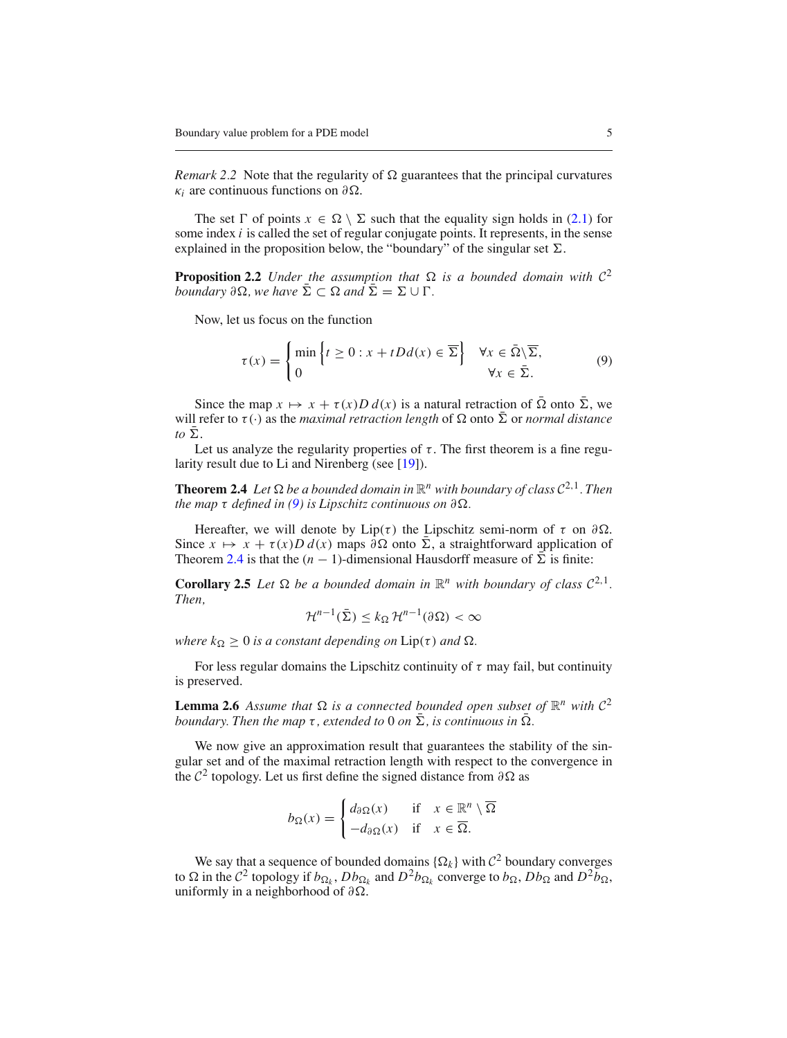*Remark 2.2* Note that the regularity of $\Omega$ guarantees that the principal curvatures $\kappa_i$ are continuous functions on $\partial\Omega$.

The set $\Gamma$ of points $x \in \Omega \setminus \Sigma$ such that the equality sign holds in (2.1) for some index $i$ is called the set of regular conjugate points. It represents, in the sense explained in the proposition below, the "boundary" of the singular set $\Sigma$.

**Proposition 2.2** *Under the assumption that $\Omega$ is a bounded domain with $\mathcal{C}^2$ boundary $\partial\Omega$, we have $\bar{\Sigma} \subset \Omega$ and $\bar{\Sigma} = \Sigma \cup \Gamma$.*

Now, let us focus on the function

$$\tau(x) = \begin{cases} \min \left\{ t \geq 0 : x + tDd(x) \in \overline{\Sigma} \right\} & \forall x \in \bar{\Omega} \backslash \overline{\Sigma}, \\ 0 & \forall x \in \bar{\Sigma}. \end{cases} \tag{9}$$

Since the map $x \mapsto x + \tau(x)D\,d(x)$ is a natural retraction of $\bar{\Omega}$ onto $\bar{\Sigma}$, we will refer to $\tau(\cdot)$ as the *maximal retraction length* of $\Omega$ onto $\bar{\Sigma}$ or *normal distance to* $\bar{\Sigma}$.

Let us analyze the regularity properties of $\tau$. The first theorem is a fine regularity result due to Li and Nirenberg (see [19]).

**Theorem 2.4** *Let $\Omega$ be a bounded domain in $\mathbb{R}^n$ with boundary of class $\mathcal{C}^{2,1}$. Then the map $\tau$ defined in (9) is Lipschitz continuous on $\partial\Omega$.*

Hereafter, we will denote by $\mathrm{Lip}(\tau)$ the Lipschitz semi-norm of $\tau$ on $\partial\Omega$. Since $x \mapsto x + \tau(x)D\,d(x)$ maps $\partial\Omega$ onto $\bar{\Sigma}$, a straightforward application of Theorem 2.4 is that the $(n-1)$-dimensional Hausdorff measure of $\bar{\Sigma}$ is finite:

**Corollary 2.5** *Let $\Omega$ be a bounded domain in $\mathbb{R}^n$ with boundary of class $\mathcal{C}^{2,1}$. Then,*

$$\mathcal{H}^{n-1}(\bar{\Sigma}) \leq k_\Omega\, \mathcal{H}^{n-1}(\partial\Omega) < \infty$$

*where $k_\Omega \geq 0$ is a constant depending on $\mathrm{Lip}(\tau)$ and $\Omega$.*

For less regular domains the Lipschitz continuity of $\tau$ may fail, but continuity is preserved.

**Lemma 2.6** *Assume that $\Omega$ is a connected bounded open subset of $\mathbb{R}^n$ with $\mathcal{C}^2$ boundary. Then the map $\tau$, extended to 0 on $\bar{\Sigma}$, is continuous in $\bar{\Omega}$.*

We now give an approximation result that guarantees the stability of the singular set and of the maximal retraction length with respect to the convergence in the $\mathcal{C}^2$ topology. Let us first define the signed distance from $\partial\Omega$ as

$$b_\Omega(x) = \begin{cases} d_{\partial\Omega}(x) & \text{if} \quad x \in \mathbb{R}^n \setminus \overline{\Omega} \\ -d_{\partial\Omega}(x) & \text{if} \quad x \in \overline{\Omega}. \end{cases}$$

We say that a sequence of bounded domains $\{\Omega_k\}$ with $\mathcal{C}^2$ boundary converges to $\Omega$ in the $\mathcal{C}^2$ topology if $b_{\Omega_k}$, $Db_{\Omega_k}$ and $D^2 b_{\Omega_k}$ converge to $b_\Omega$, $Db_\Omega$ and $D^2 b_\Omega$, uniformly in a neighborhood of $\partial\Omega$.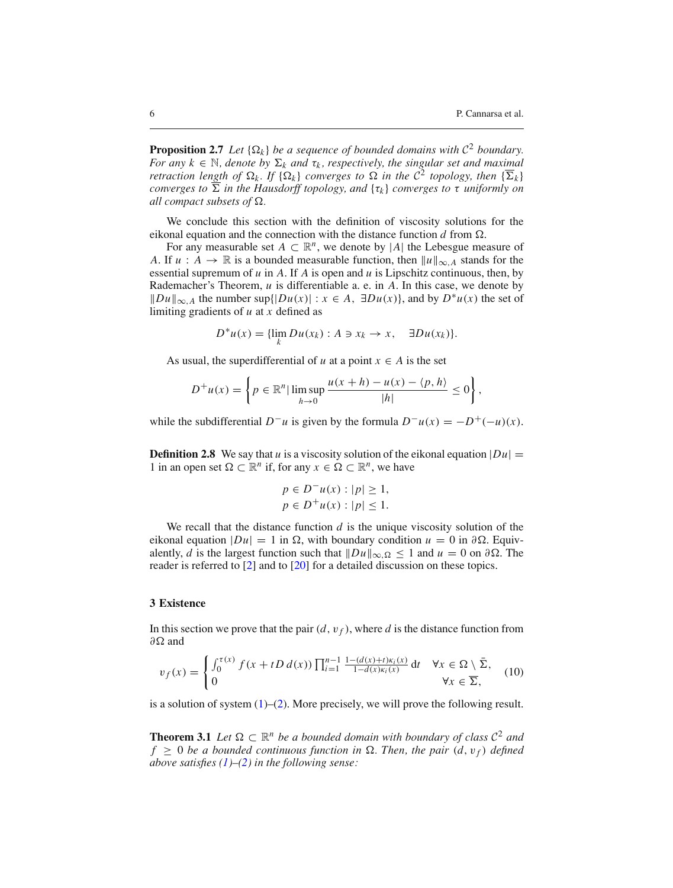**Proposition 2.7** *Let $\{\Omega_k\}$ be a sequence of bounded domains with $\mathcal{C}^2$ boundary. For any $k \in \mathbb{N}$, denote by $\Sigma_k$ and $\tau_k$, respectively, the singular set and maximal retraction length of $\Omega_k$. If $\{\Omega_k\}$ converges to $\Omega$ in the $\mathcal{C}^2$ topology, then $\{\overline{\Sigma}_k\}$ converges to $\overline{\Sigma}$ in the Hausdorff topology, and $\{\tau_k\}$ converges to $\tau$ uniformly on all compact subsets of $\Omega$.*

We conclude this section with the definition of viscosity solutions for the eikonal equation and the connection with the distance function $d$ from $\Omega$.

For any measurable set $A \subset \mathbb{R}^n$, we denote by $|A|$ the Lebesgue measure of $A$. If $u : A \to \mathbb{R}$ is a bounded measurable function, then $\|u\|_{\infty,A}$ stands for the essential supremum of $u$ in $A$. If $A$ is open and $u$ is Lipschitz continuous, then, by Rademacher's Theorem, $u$ is differentiable a. e. in $A$. In this case, we denote by $\|Du\|_{\infty,A}$ the number $\sup\{|Du(x)| : x \in A, \ \exists Du(x)\}$, and by $D^*u(x)$ the set of limiting gradients of $u$ at $x$ defined as

$$D^*u(x) = \{\lim_k Du(x_k) : A \ni x_k \to x, \quad \exists Du(x_k)\}.$$

As usual, the superdifferential of $u$ at a point $x \in A$ is the set

$$D^+u(x) = \left\{ p \in \mathbb{R}^n \,|\, \limsup_{h \to 0} \frac{u(x+h) - u(x) - \langle p, h \rangle}{|h|} \leq 0 \right\},$$

while the subdifferential $D^-u$ is given by the formula $D^-u(x) = -D^+(-u)(x)$.

**Definition 2.8** We say that $u$ is a viscosity solution of the eikonal equation $|Du| = 1$ in an open set $\Omega \subset \mathbb{R}^n$ if, for any $x \in \Omega \subset \mathbb{R}^n$, we have

$$p \in D^-u(x) : |p| \geq 1,$$
$$p \in D^+u(x) : |p| \leq 1.$$

We recall that the distance function $d$ is the unique viscosity solution of the eikonal equation $|Du| = 1$ in $\Omega$, with boundary condition $u = 0$ in $\partial\Omega$. Equivalently, $d$ is the largest function such that $\|Du\|_{\infty,\Omega} \leq 1$ and $u = 0$ on $\partial\Omega$. The reader is referred to [2] and to [20] for a detailed discussion on these topics.

## 3 Existence

In this section we prove that the pair $(d, v_f)$, where $d$ is the distance function from $\partial\Omega$ and

$$v_f(x) = \begin{cases} \int_0^{\tau(x)} f(x + tD\,d(x)) \prod_{i=1}^{n-1} \frac{1-(d(x)+t)\kappa_i(x)}{1-d(x)\kappa_i(x)}\, \mathrm{d}t & \forall x \in \Omega \setminus \bar{\Sigma}, \\ 0 & \forall x \in \overline{\Sigma}, \end{cases} \tag{10}$$

is a solution of system (1)–(2). More precisely, we will prove the following result.

**Theorem 3.1** *Let $\Omega \subset \mathbb{R}^n$ be a bounded domain with boundary of class $\mathcal{C}^2$ and $f \geq 0$ be a bounded continuous function in $\Omega$. Then, the pair $(d, v_f)$ defined above satisfies (1)–(2) in the following sense:*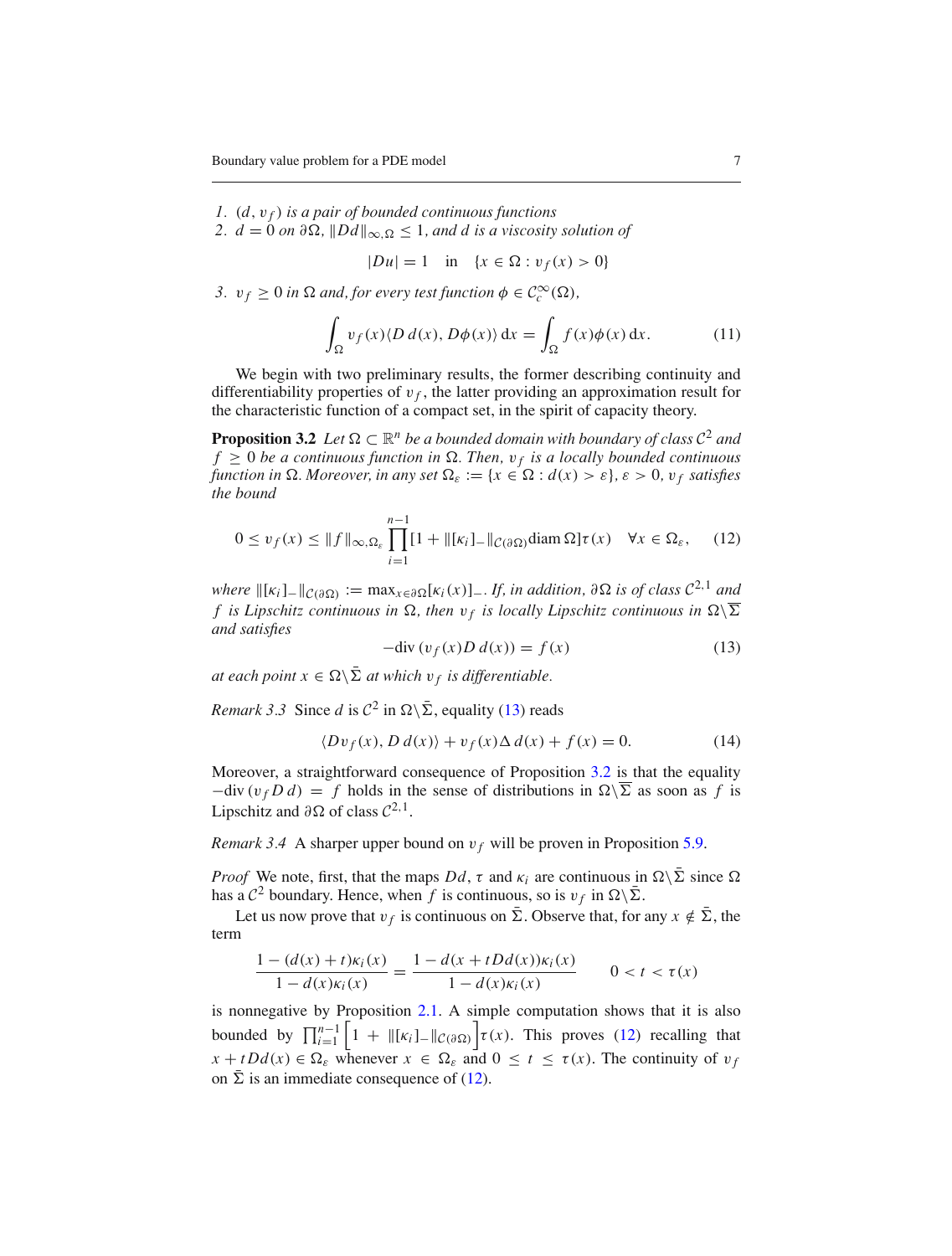1. $(d, v_f)$ *is a pair of bounded continuous functions*
2. $d = 0$ *on* $\partial\Omega$, $\|Dd\|_{\infty,\Omega} \leq 1$, *and* $d$ *is a viscosity solution of*

$$|Du| = 1 \quad \text{in} \quad \{x \in \Omega : v_f(x) > 0\}$$

3. $v_f \geq 0$ *in* $\Omega$ *and, for every test function* $\phi \in \mathcal{C}_c^\infty(\Omega)$,

$$\int_\Omega v_f(x)\langle D\,d(x), D\phi(x)\rangle\,\mathrm{d}x = \int_\Omega f(x)\phi(x)\,\mathrm{d}x. \tag{11}$$

We begin with two preliminary results, the former describing continuity and differentiability properties of $v_f$, the latter providing an approximation result for the characteristic function of a compact set, in the spirit of capacity theory.

**Proposition 3.2** *Let* $\Omega \subset \mathbb{R}^n$ *be a bounded domain with boundary of class* $\mathcal{C}^2$ *and* $f \geq 0$ *be a continuous function in* $\Omega$. *Then,* $v_f$ *is a locally bounded continuous function in* $\Omega$. *Moreover, in any set* $\Omega_\varepsilon := \{x \in \Omega : d(x) > \varepsilon\}$, $\varepsilon > 0$, $v_f$ *satisfies the bound*

$$0 \leq v_f(x) \leq \|f\|_{\infty,\Omega_\varepsilon} \prod_{i=1}^{n-1}[1 + \|[\kappa_i]_-\|_{\mathcal{C}(\partial\Omega)} \operatorname{diam}\Omega]\tau(x) \quad \forall x \in \Omega_\varepsilon, \tag{12}$$

*where* $\|[\kappa_i]_-\|_{\mathcal{C}(\partial\Omega)} := \max_{x\in\partial\Omega}[\kappa_i(x)]_-$. *If, in addition,* $\partial\Omega$ *is of class* $\mathcal{C}^{2,1}$ *and* $f$ *is Lipschitz continuous in* $\Omega$, *then* $v_f$ *is locally Lipschitz continuous in* $\Omega\backslash\overline{\Sigma}$ *and satisfies*

$$-\operatorname{div}(v_f(x)D\,d(x)) = f(x) \tag{13}$$

*at each point* $x \in \Omega\backslash\bar{\Sigma}$ *at which* $v_f$ *is differentiable.*

*Remark 3.3* Since $d$ is $\mathcal{C}^2$ in $\Omega\backslash\bar{\Sigma}$, equality (13) reads

$$\langle Dv_f(x), D\,d(x)\rangle + v_f(x)\Delta\,d(x) + f(x) = 0. \tag{14}$$

Moreover, a straightforward consequence of Proposition 3.2 is that the equality $-\operatorname{div}(v_f D\,d) = f$ holds in the sense of distributions in $\Omega\backslash\overline{\Sigma}$ as soon as $f$ is Lipschitz and $\partial\Omega$ of class $\mathcal{C}^{2,1}$.

*Remark 3.4* A sharper upper bound on $v_f$ will be proven in Proposition 5.9.

*Proof* We note, first, that the maps $Dd$, $\tau$ and $\kappa_i$ are continuous in $\Omega\backslash\bar{\Sigma}$ since $\Omega$ has a $\mathcal{C}^2$ boundary. Hence, when $f$ is continuous, so is $v_f$ in $\Omega\backslash\bar{\Sigma}$.

Let us now prove that $v_f$ is continuous on $\bar{\Sigma}$. Observe that, for any $x \notin \bar{\Sigma}$, the term

$$\frac{1 - (d(x) + t)\kappa_i(x)}{1 - d(x)\kappa_i(x)} = \frac{1 - d(x + tDd(x))\kappa_i(x)}{1 - d(x)\kappa_i(x)} \qquad 0 < t < \tau(x)$$

is nonnegative by Proposition 2.1. A simple computation shows that it is also bounded by $\prod_{i=1}^{n-1}\Big[1 + \|[\kappa_i]_-\|_{\mathcal{C}(\partial\Omega)}\Big]\tau(x)$. This proves (12) recalling that $x + tDd(x) \in \Omega_\varepsilon$ whenever $x \in \Omega_\varepsilon$ and $0 \leq t \leq \tau(x)$. The continuity of $v_f$ on $\bar{\Sigma}$ is an immediate consequence of (12).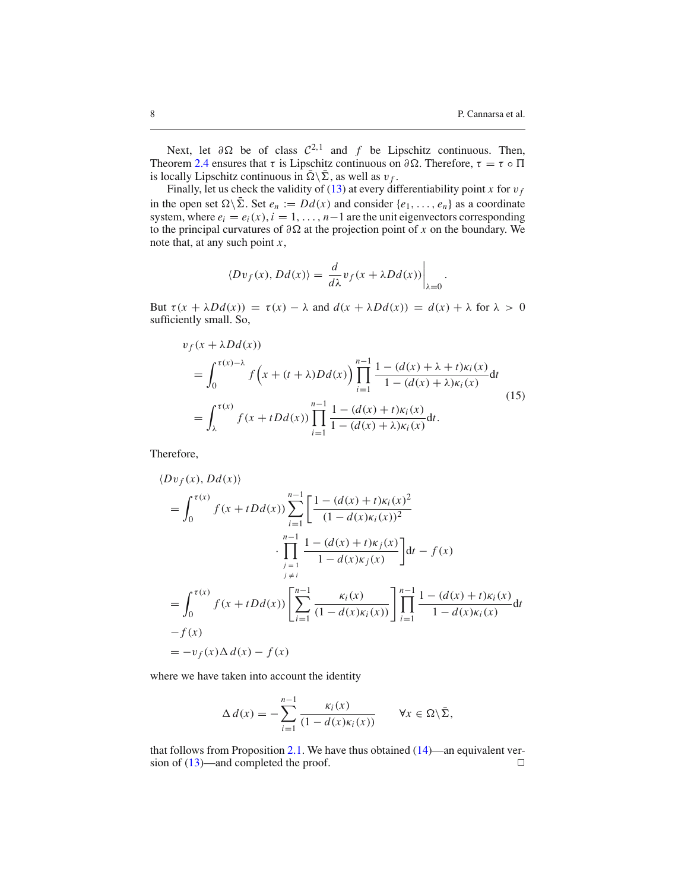Next, let $\partial\Omega$ be of class $\mathcal{C}^{2,1}$ and $f$ be Lipschitz continuous. Then, Theorem 2.4 ensures that $\tau$ is Lipschitz continuous on $\partial\Omega$. Therefore, $\tau = \tau \circ \Pi$ is locally Lipschitz continuous in $\bar{\Omega}\backslash\bar{\Sigma}$, as well as $v_f$.

Finally, let us check the validity of (13) at every differentiability point $x$ for $v_f$ in the open set $\Omega\backslash\bar{\Sigma}$. Set $e_n := Dd(x)$ and consider $\{e_1, \ldots, e_n\}$ as a coordinate system, where $e_i = e_i(x), i = 1, \ldots, n-1$ are the unit eigenvectors corresponding to the principal curvatures of $\partial\Omega$ at the projection point of $x$ on the boundary. We note that, at any such point $x$,

$$\langle Dv_f(x), Dd(x)\rangle = \frac{d}{d\lambda} v_f(x + \lambda Dd(x))\bigg|_{\lambda=0}.$$

But $\tau(x + \lambda Dd(x)) = \tau(x) - \lambda$ and $d(x + \lambda Dd(x)) = d(x) + \lambda$ for $\lambda > 0$ sufficiently small. So,

$$\begin{aligned}
&v_f(x + \lambda Dd(x)) \\
&\quad = \int_0^{\tau(x)-\lambda} f\Big(x + (t+\lambda)Dd(x)\Big) \prod_{i=1}^{n-1} \frac{1 - (d(x) + \lambda + t)\kappa_i(x)}{1 - (d(x) + \lambda)\kappa_i(x)} \mathrm{d}t \\
&\quad = \int_\lambda^{\tau(x)} f(x + tDd(x)) \prod_{i=1}^{n-1} \frac{1 - (d(x) + t)\kappa_i(x)}{1 - (d(x) + \lambda)\kappa_i(x)} \mathrm{d}t.
\end{aligned} \tag{15}$$

Therefore,

$$\begin{aligned}
&\langle Dv_f(x), Dd(x)\rangle \\
&= \int_0^{\tau(x)} f(x + tDd(x)) \sum_{i=1}^{n-1} \Bigg[ \frac{1 - (d(x) + t)\kappa_i(x)^2}{(1 - d(x)\kappa_i(x))^2} \\
&\qquad\qquad \cdot \prod_{\substack{j=1 \\ j \neq i}}^{n-1} \frac{1 - (d(x) + t)\kappa_j(x)}{1 - d(x)\kappa_j(x)} \Bigg] \mathrm{d}t - f(x) \\
&= \int_0^{\tau(x)} f(x + tDd(x)) \left[ \sum_{i=1}^{n-1} \frac{\kappa_i(x)}{(1 - d(x)\kappa_i(x))} \right] \prod_{i=1}^{n-1} \frac{1 - (d(x) + t)\kappa_i(x)}{1 - d(x)\kappa_i(x)} \mathrm{d}t \\
&\quad - f(x) \\
&= -v_f(x)\Delta\, d(x) - f(x)
\end{aligned}$$

where we have taken into account the identity

$$\Delta\, d(x) = -\sum_{i=1}^{n-1} \frac{\kappa_i(x)}{(1 - d(x)\kappa_i(x))} \qquad \forall x \in \Omega\backslash\bar{\Sigma},$$

that follows from Proposition 2.1. We have thus obtained (14)—an equivalent version of (13)—and completed the proof. □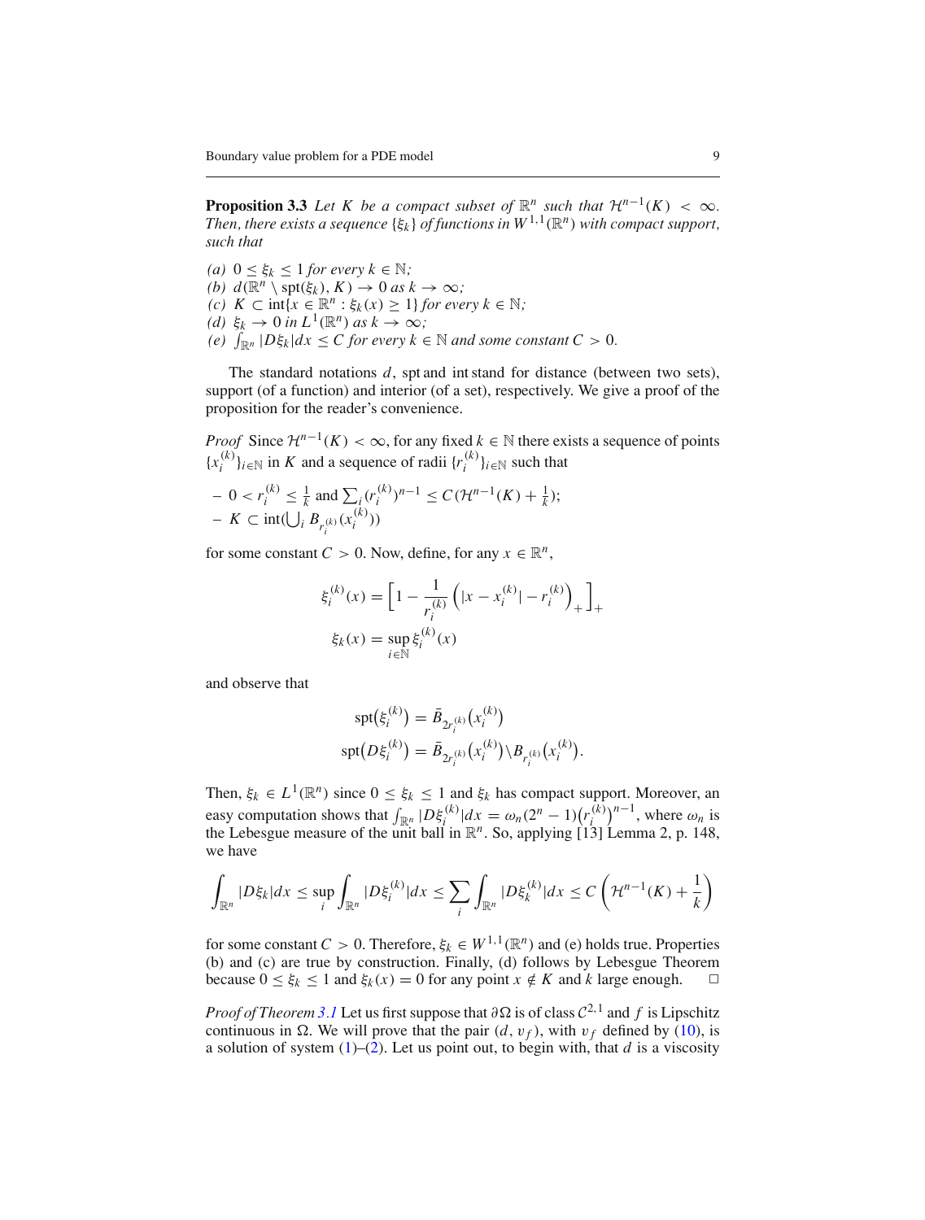**Proposition 3.3** *Let $K$ be a compact subset of $\mathbb{R}^n$ such that $\mathcal{H}^{n-1}(K) < \infty$. Then, there exists a sequence $\{\xi_k\}$ of functions in $W^{1,1}(\mathbb{R}^n)$ with compact support, such that*

*(a)* $0 \le \xi_k \le 1$ *for every* $k \in \mathbb{N}$*;*
*(b)* $d(\mathbb{R}^n \setminus \operatorname{spt}(\xi_k), K) \to 0$ *as* $k \to \infty$*;*
*(c)* $K \subset \operatorname{int}\{x \in \mathbb{R}^n : \xi_k(x) \ge 1\}$ *for every* $k \in \mathbb{N}$*;*
*(d)* $\xi_k \to 0$ *in* $L^1(\mathbb{R}^n)$ *as* $k \to \infty$*;*
*(e)* $\int_{\mathbb{R}^n} |D\xi_k| dx \le C$ *for every* $k \in \mathbb{N}$ *and some constant* $C > 0$.

The standard notations $d$, spt and int stand for distance (between two sets), support (of a function) and interior (of a set), respectively. We give a proof of the proposition for the reader's convenience.

*Proof* Since $\mathcal{H}^{n-1}(K) < \infty$, for any fixed $k \in \mathbb{N}$ there exists a sequence of points $\{x_i^{(k)}\}_{i\in\mathbb{N}}$ in $K$ and a sequence of radii $\{r_i^{(k)}\}_{i\in\mathbb{N}}$ such that

– $0 < r_i^{(k)} \le \frac{1}{k}$ and $\sum_i (r_i^{(k)})^{n-1} \le C(\mathcal{H}^{n-1}(K) + \frac{1}{k})$;
– $K \subset \operatorname{int}(\bigcup_i B_{r_i^{(k)}}(x_i^{(k)}))$

for some constant $C > 0$. Now, define, for any $x \in \mathbb{R}^n$,

$$\xi_i^{(k)}(x) = \left[1 - \frac{1}{r_i^{(k)}}\left(|x - x_i^{(k)}| - r_i^{(k)}\right)_+\right]_+$$

$$\xi_k(x) = \sup_{i\in\mathbb{N}} \xi_i^{(k)}(x)$$

and observe that

$$\operatorname{spt}(\xi_i^{(k)}) = \bar{B}_{2r_i^{(k)}}(x_i^{(k)})$$

$$\operatorname{spt}(D\xi_i^{(k)}) = \bar{B}_{2r_i^{(k)}}(x_i^{(k)}) \setminus B_{r_i^{(k)}}(x_i^{(k)}).$$

Then, $\xi_k \in L^1(\mathbb{R}^n)$ since $0 \le \xi_k \le 1$ and $\xi_k$ has compact support. Moreover, an easy computation shows that $\int_{\mathbb{R}^n} |D\xi_i^{(k)}| dx = \omega_n (2^n - 1)(r_i^{(k)})^{n-1}$, where $\omega_n$ is the Lebesgue measure of the unit ball in $\mathbb{R}^n$. So, applying [13] Lemma 2, p. 148, we have

$$\int_{\mathbb{R}^n} |D\xi_k| dx \le \sup_i \int_{\mathbb{R}^n} |D\xi_i^{(k)}| dx \le \sum_i \int_{\mathbb{R}^n} |D\xi_k^{(k)}| dx \le C\left(\mathcal{H}^{n-1}(K) + \frac{1}{k}\right)$$

for some constant $C > 0$. Therefore, $\xi_k \in W^{1,1}(\mathbb{R}^n)$ and (e) holds true. Properties (b) and (c) are true by construction. Finally, (d) follows by Lebesgue Theorem because $0 \le \xi_k \le 1$ and $\xi_k(x) = 0$ for any point $x \notin K$ and $k$ large enough. □

*Proof of Theorem 3.1* Let us first suppose that $\partial\Omega$ is of class $\mathcal{C}^{2,1}$ and $f$ is Lipschitz continuous in $\Omega$. We will prove that the pair $(d, v_f)$, with $v_f$ defined by (10), is a solution of system (1)–(2). Let us point out, to begin with, that $d$ is a viscosity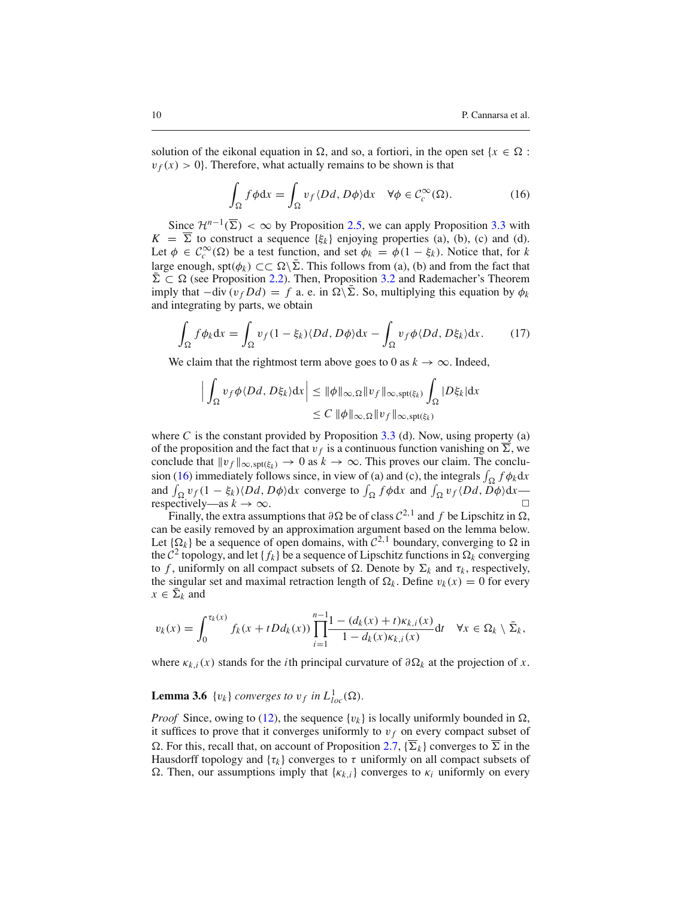solution of the eikonal equation in $\Omega$, and so, a fortiori, in the open set $\{x \in \Omega : v_f(x) > 0\}$. Therefore, what actually remains to be shown is that

$$\int_\Omega f\phi \mathrm{d}x = \int_\Omega v_f \langle Dd, D\phi\rangle \mathrm{d}x \quad \forall \phi \in \mathcal{C}_c^\infty(\Omega). \tag{16}$$

Since $\mathcal{H}^{n-1}(\overline{\Sigma}) < \infty$ by Proposition 2.5, we can apply Proposition 3.3 with $K = \overline{\Sigma}$ to construct a sequence $\{\xi_k\}$ enjoying properties (a), (b), (c) and (d). Let $\phi \in \mathcal{C}_c^\infty(\Omega)$ be a test function, and set $\phi_k = \phi(1 - \xi_k)$. Notice that, for $k$ large enough, $\mathrm{spt}(\phi_k) \subset\subset \Omega \setminus \bar{\Sigma}$. This follows from (a), (b) and from the fact that $\bar{\Sigma} \subset \Omega$ (see Proposition 2.2). Then, Proposition 3.2 and Rademacher's Theorem imply that $-\mathrm{div}\,(v_f Dd) = f$ a. e. in $\Omega \setminus \bar{\Sigma}$. So, multiplying this equation by $\phi_k$ and integrating by parts, we obtain

$$\int_\Omega f\phi_k \mathrm{d}x = \int_\Omega v_f(1 - \xi_k)\langle Dd, D\phi\rangle \mathrm{d}x - \int_\Omega v_f \phi \langle Dd, D\xi_k\rangle \mathrm{d}x. \tag{17}$$

We claim that the rightmost term above goes to 0 as $k \to \infty$. Indeed,

$$\Big| \int_\Omega v_f \phi \langle Dd, D\xi_k\rangle \mathrm{d}x \Big| \le \|\phi\|_{\infty,\Omega} \|v_f\|_{\infty,\mathrm{spt}(\xi_k)} \int_\Omega |D\xi_k| \mathrm{d}x \\ \le C\, \|\phi\|_{\infty,\Omega} \|v_f\|_{\infty,\mathrm{spt}(\xi_k)}$$

where $C$ is the constant provided by Proposition 3.3 (d). Now, using property (a) of the proposition and the fact that $v_f$ is a continuous function vanishing on $\overline{\Sigma}$, we conclude that $\|v_f\|_{\infty,\mathrm{spt}(\xi_k)} \to 0$ as $k \to \infty$. This proves our claim. The conclusion (16) immediately follows since, in view of (a) and (c), the integrals $\int_\Omega f\phi_k \mathrm{d}x$ and $\int_\Omega v_f(1 - \xi_k)\langle Dd, D\phi\rangle \mathrm{d}x$ converge to $\int_\Omega f\phi \mathrm{d}x$ and $\int_\Omega v_f \langle Dd, D\phi\rangle \mathrm{d}x$—respectively—as $k \to \infty$. □

Finally, the extra assumptions that $\partial\Omega$ be of class $\mathcal{C}^{2,1}$ and $f$ be Lipschitz in $\Omega$, can be easily removed by an approximation argument based on the lemma below. Let $\{\Omega_k\}$ be a sequence of open domains, with $\mathcal{C}^{2,1}$ boundary, converging to $\Omega$ in the $\mathcal{C}^2$ topology, and let $\{f_k\}$ be a sequence of Lipschitz functions in $\Omega_k$ converging to $f$, uniformly on all compact subsets of $\Omega$. Denote by $\Sigma_k$ and $\tau_k$, respectively, the singular set and maximal retraction length of $\Omega_k$. Define $v_k(x) = 0$ for every $x \in \bar{\Sigma}_k$ and

$$v_k(x) = \int_0^{\tau_k(x)} f_k(x + tDd_k(x)) \prod_{i=1}^{n-1} \frac{1 - (d_k(x) + t)\kappa_{k,i}(x)}{1 - d_k(x)\kappa_{k,i}(x)} \mathrm{d}t \quad \forall x \in \Omega_k \setminus \bar{\Sigma}_k,$$

where $\kappa_{k,i}(x)$ stands for the $i$th principal curvature of $\partial\Omega_k$ at the projection of $x$.

**Lemma 3.6** *$\{v_k\}$ converges to $v_f$ in $L^1_{loc}(\Omega)$.*

*Proof* Since, owing to (12), the sequence $\{v_k\}$ is locally uniformly bounded in $\Omega$, it suffices to prove that it converges uniformly to $v_f$ on every compact subset of $\Omega$. For this, recall that, on account of Proposition 2.7, $\{\overline{\Sigma}_k\}$ converges to $\overline{\Sigma}$ in the Hausdorff topology and $\{\tau_k\}$ converges to $\tau$ uniformly on all compact subsets of $\Omega$. Then, our assumptions imply that $\{\kappa_{k,i}\}$ converges to $\kappa_i$ uniformly on every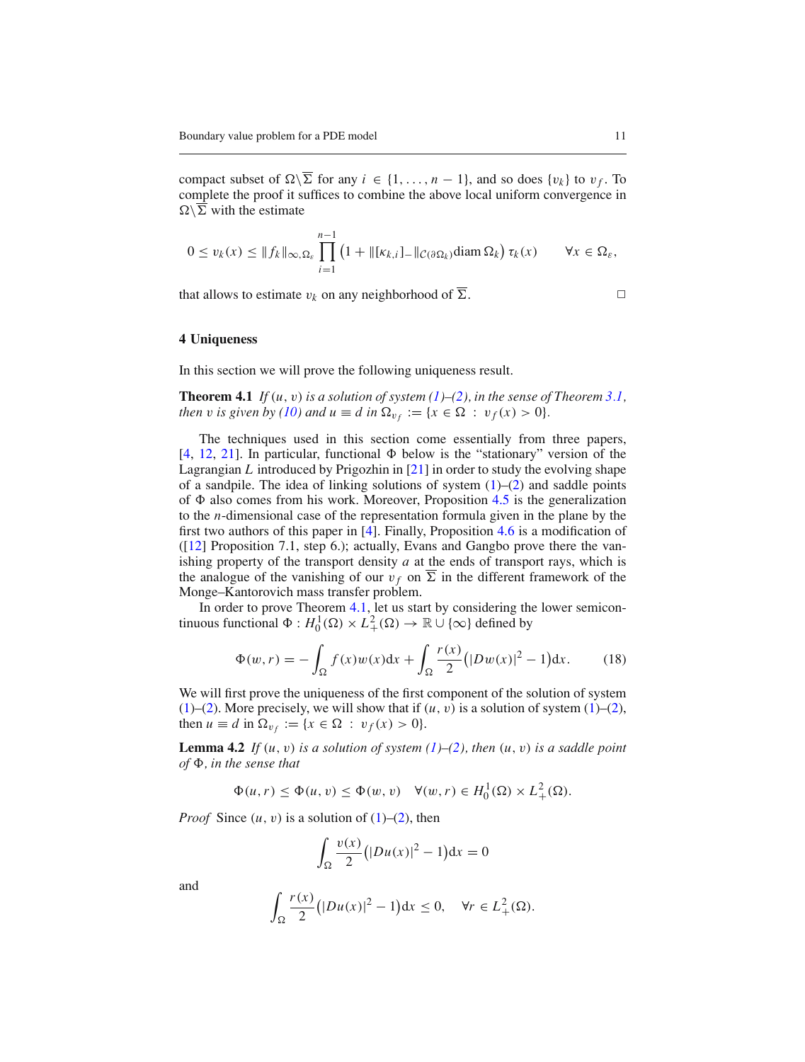compact subset of $\Omega\backslash\overline{\Sigma}$ for any $i \in \{1, \ldots, n-1\}$, and so does $\{v_k\}$ to $v_f$. To complete the proof it suffices to combine the above local uniform convergence in $\Omega\backslash\overline{\Sigma}$ with the estimate

$$0 \le v_k(x) \le \|f_k\|_{\infty,\Omega_\varepsilon} \prod_{i=1}^{n-1} \left(1 + \|[\kappa_{k,i}]_-\|_{\mathcal{C}(\partial\Omega_k)} \mathrm{diam}\, \Omega_k\right) \tau_k(x) \qquad \forall x \in \Omega_\varepsilon,$$

that allows to estimate $v_k$ on any neighborhood of $\overline{\Sigma}$. □

## 4 Uniqueness

In this section we will prove the following uniqueness result.

**Theorem 4.1** *If $(u, v)$ is a solution of system (1)–(2), in the sense of Theorem 3.1, then $v$ is given by (10) and $u \equiv d$ in $\Omega_{v_f} := \{x \in \Omega \,:\, v_f(x) > 0\}$.*

The techniques used in this section come essentially from three papers, [4, 12, 21]. In particular, functional $\Phi$ below is the "stationary" version of the Lagrangian $L$ introduced by Prigozhin in [21] in order to study the evolving shape of a sandpile. The idea of linking solutions of system (1)–(2) and saddle points of $\Phi$ also comes from his work. Moreover, Proposition 4.5 is the generalization to the $n$-dimensional case of the representation formula given in the plane by the first two authors of this paper in [4]. Finally, Proposition 4.6 is a modification of ([12] Proposition 7.1, step 6.); actually, Evans and Gangbo prove there the vanishing property of the transport density $a$ at the ends of transport rays, which is the analogue of the vanishing of our $v_f$ on $\overline{\Sigma}$ in the different framework of the Monge–Kantorovich mass transfer problem.

In order to prove Theorem 4.1, let us start by considering the lower semicontinuous functional $\Phi : H_0^1(\Omega) \times L_+^2(\Omega) \to \mathbb{R} \cup \{\infty\}$ defined by

$$\Phi(w, r) = -\int_\Omega f(x)w(x)\mathrm{d}x + \int_\Omega \frac{r(x)}{2}\left(|Dw(x)|^2 - 1\right)\mathrm{d}x. \tag{18}$$

We will first prove the uniqueness of the first component of the solution of system (1)–(2). More precisely, we will show that if $(u, v)$ is a solution of system (1)–(2), then $u \equiv d$ in $\Omega_{v_f} := \{x \in \Omega \,:\, v_f(x) > 0\}$.

**Lemma 4.2** *If $(u, v)$ is a solution of system (1)–(2), then $(u, v)$ is a saddle point of $\Phi$, in the sense that*

$$\Phi(u, r) \le \Phi(u, v) \le \Phi(w, v) \quad \forall (w, r) \in H_0^1(\Omega) \times L_+^2(\Omega).$$

*Proof* Since $(u, v)$ is a solution of (1)–(2), then

$$\int_\Omega \frac{v(x)}{2}\left(|Du(x)|^2 - 1\right)\mathrm{d}x = 0$$

and

$$\int_\Omega \frac{r(x)}{2}\left(|Du(x)|^2 - 1\right)\mathrm{d}x \le 0, \quad \forall r \in L_+^2(\Omega).$$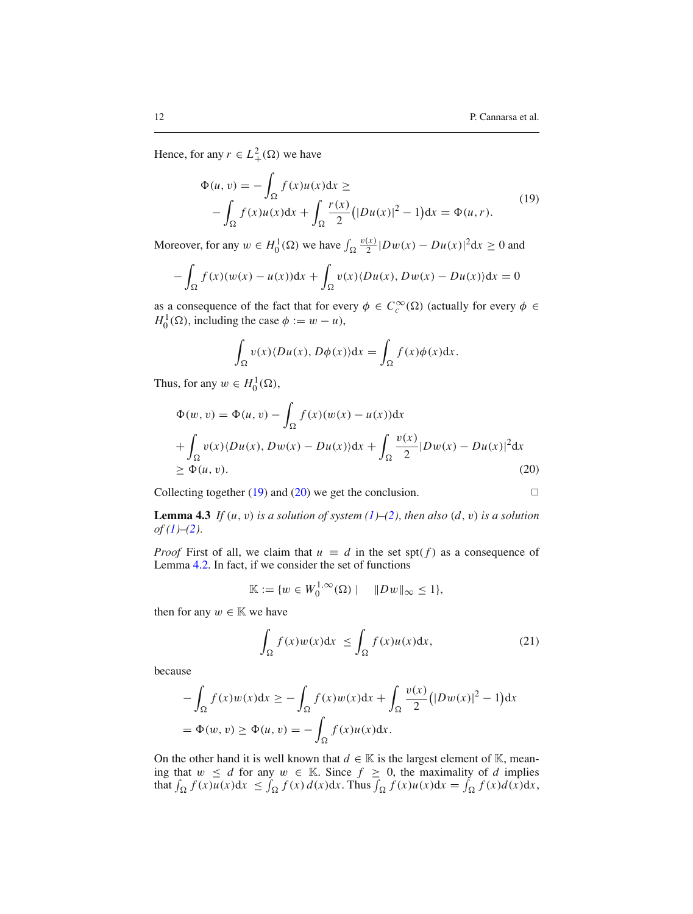Hence, for any $r \in L^2_+(\Omega)$ we have

$$
\begin{aligned}
\Phi(u, v) = -\int_\Omega f(x)u(x)\mathrm{d}x \geq \\
-\int_\Omega f(x)u(x)\mathrm{d}x + \int_\Omega \frac{r(x)}{2}\big(|Du(x)|^2 - 1\big)\mathrm{d}x = \Phi(u, r).
\end{aligned} \tag{19}
$$

Moreover, for any $w \in H^1_0(\Omega)$ we have $\int_\Omega \frac{v(x)}{2}|Dw(x) - Du(x)|^2\mathrm{d}x \geq 0$ and

$$
-\int_\Omega f(x)(w(x) - u(x))\mathrm{d}x + \int_\Omega v(x)\langle Du(x), Dw(x) - Du(x)\rangle\mathrm{d}x = 0
$$

as a consequence of the fact that for every $\phi \in C^\infty_c(\Omega)$ (actually for every $\phi \in H^1_0(\Omega)$, including the case $\phi := w - u$),

$$
\int_\Omega v(x)\langle Du(x), D\phi(x)\rangle\mathrm{d}x = \int_\Omega f(x)\phi(x)\mathrm{d}x.
$$

Thus, for any $w \in H^1_0(\Omega)$,

$$
\begin{aligned}
&\Phi(w, v) = \Phi(u, v) - \int_\Omega f(x)(w(x) - u(x))\mathrm{d}x \\
&+ \int_\Omega v(x)\langle Du(x), Dw(x) - Du(x)\rangle\mathrm{d}x + \int_\Omega \frac{v(x)}{2}|Dw(x) - Du(x)|^2\mathrm{d}x \\
&\geq \Phi(u, v).
\end{aligned} \tag{20}
$$

Collecting together (19) and (20) we get the conclusion. □

**Lemma 4.3** *If $(u, v)$ is a solution of system (1)–(2), then also $(d, v)$ is a solution of (1)–(2).*

*Proof* First of all, we claim that $u \equiv d$ in the set $\mathrm{spt}(f)$ as a consequence of Lemma 4.2. In fact, if we consider the set of functions

$$
\mathbb{K} := \{w \in W^{1,\infty}_0(\Omega) \mid \quad \|Dw\|_\infty \leq 1\},
$$

then for any $w \in \mathbb{K}$ we have

$$
\int_\Omega f(x)w(x)\mathrm{d}x \; \leq \int_\Omega f(x)u(x)\mathrm{d}x, \tag{21}
$$

because

$$
\begin{aligned}
&-\int_\Omega f(x)w(x)\mathrm{d}x \geq -\int_\Omega f(x)w(x)\mathrm{d}x + \int_\Omega \frac{v(x)}{2}\big(|Dw(x)|^2 - 1\big)\mathrm{d}x \\
&= \Phi(w, v) \geq \Phi(u, v) = -\int_\Omega f(x)u(x)\mathrm{d}x.
\end{aligned}
$$

On the other hand it is well known that $d \in \mathbb{K}$ is the largest element of $\mathbb{K}$, meaning that $w \leq d$ for any $w \in \mathbb{K}$. Since $f \geq 0$, the maximality of $d$ implies that $\int_\Omega f(x)u(x)\mathrm{d}x \; \leq \int_\Omega f(x)\, d(x)\mathrm{d}x$. Thus $\int_\Omega f(x)u(x)\mathrm{d}x = \int_\Omega f(x)d(x)\mathrm{d}x$,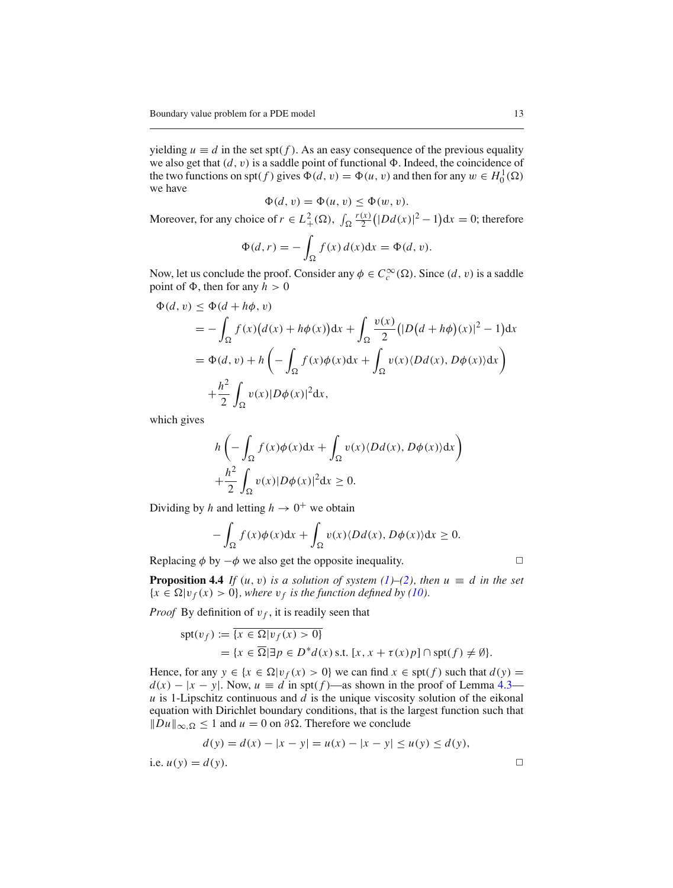yielding $u \equiv d$ in the set $\text{spt}(f)$. As an easy consequence of the previous equality we also get that $(d, v)$ is a saddle point of functional $\Phi$. Indeed, the coincidence of the two functions on $\text{spt}(f)$ gives $\Phi(d, v) = \Phi(u, v)$ and then for any $w \in H_0^1(\Omega)$ we have

$$\Phi(d, v) = \Phi(u, v) \leq \Phi(w, v).$$

Moreover, for any choice of $r \in L_+^2(\Omega)$, $\int_\Omega \frac{r(x)}{2}\big(|Dd(x)|^2 - 1\big)\mathrm{d}x = 0$; therefore

$$\Phi(d, r) = -\int_\Omega f(x)\, d(x)\mathrm{d}x = \Phi(d, v).$$

Now, let us conclude the proof. Consider any $\phi \in C_c^\infty(\Omega)$. Since $(d, v)$ is a saddle point of $\Phi$, then for any $h > 0$

$$\begin{aligned}
\Phi(d, v) &\leq \Phi(d + h\phi, v) \\
&= -\int_\Omega f(x)\big(d(x) + h\phi(x)\big)\mathrm{d}x + \int_\Omega \frac{v(x)}{2}\big(|D\big(d + h\phi\big)(x)|^2 - 1\big)\mathrm{d}x \\
&= \Phi(d, v) + h\left(-\int_\Omega f(x)\phi(x)\mathrm{d}x + \int_\Omega v(x)\langle Dd(x), D\phi(x)\rangle \mathrm{d}x\right) \\
&\quad + \frac{h^2}{2}\int_\Omega v(x)|D\phi(x)|^2\mathrm{d}x,
\end{aligned}$$

which gives

$$\begin{aligned}
&h\left(-\int_\Omega f(x)\phi(x)\mathrm{d}x + \int_\Omega v(x)\langle Dd(x), D\phi(x)\rangle \mathrm{d}x\right) \\
&\quad + \frac{h^2}{2}\int_\Omega v(x)|D\phi(x)|^2\mathrm{d}x \geq 0.
\end{aligned}$$

Dividing by $h$ and letting $h \to 0^+$ we obtain

$$-\int_\Omega f(x)\phi(x)\mathrm{d}x + \int_\Omega v(x)\langle Dd(x), D\phi(x)\rangle \mathrm{d}x \geq 0.$$

Replacing $\phi$ by $-\phi$ we also get the opposite inequality. □

**Proposition 4.4** *If $(u, v)$ is a solution of system (1)–(2), then $u \equiv d$ in the set $\{x \in \Omega | v_f(x) > 0\}$, where $v_f$ is the function defined by (10).*

*Proof* By definition of $v_f$, it is readily seen that

$$\begin{aligned}
\text{spt}(v_f) &:= \overline{\{x \in \Omega | v_f(x) > 0\}} \\
&= \{x \in \overline{\Omega} | \exists p \in D^*d(x) \text{ s.t. } [x, x + \tau(x)p] \cap \text{spt}(f) \neq \emptyset\}.
\end{aligned}$$

Hence, for any $y \in \{x \in \Omega | v_f(x) > 0\}$ we can find $x \in \text{spt}(f)$ such that $d(y) = d(x) - |x - y|$. Now, $u \equiv d$ in $\text{spt}(f)$—as shown in the proof of Lemma 4.3—$u$ is 1-Lipschitz continuous and $d$ is the unique viscosity solution of the eikonal equation with Dirichlet boundary conditions, that is the largest function such that $\|Du\|_{\infty,\Omega} \leq 1$ and $u = 0$ on $\partial\Omega$. Therefore we conclude

$$d(y) = d(x) - |x - y| = u(x) - |x - y| \leq u(y) \leq d(y),$$

i.e. $u(y) = d(y)$. □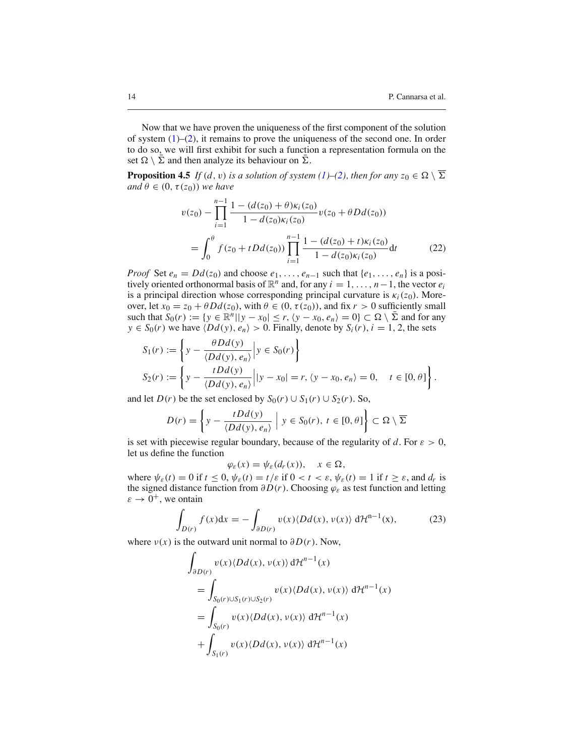Now that we have proven the uniqueness of the first component of the solution of system (1)–(2), it remains to prove the uniqueness of the second one. In order to do so, we will first exhibit for such a function a representation formula on the set $\Omega \setminus \bar{\Sigma}$ and then analyze its behaviour on $\bar{\Sigma}$.

**Proposition 4.5** *If $(d, v)$ is a solution of system (1)–(2), then for any $z_0 \in \Omega \setminus \overline{\Sigma}$ and $\theta \in (0, \tau(z_0))$ we have*

$$
\begin{aligned}
v(z_0) - \prod_{i=1}^{n-1} \frac{1-(d(z_0)+\theta)\kappa_i(z_0)}{1-d(z_0)\kappa_i(z_0)} v(z_0 + \theta Dd(z_0)) \\
= \int_0^\theta f(z_0 + tDd(z_0)) \prod_{i=1}^{n-1} \frac{1-(d(z_0)+t)\kappa_i(z_0)}{1-d(z_0)\kappa_i(z_0)} \mathrm{d}t
\end{aligned}
\tag{22}
$$

*Proof* Set $e_n = Dd(z_0)$ and choose $e_1, \ldots, e_{n-1}$ such that $\{e_1, \ldots, e_n\}$ is a positively oriented orthonormal basis of $\mathbb{R}^n$ and, for any $i = 1, \ldots, n-1$, the vector $e_i$ is a principal direction whose corresponding principal curvature is $\kappa_i(z_0)$. Moreover, let $x_0 = z_0 + \theta Dd(z_0)$, with $\theta \in (0, \tau(z_0))$, and fix $r > 0$ sufficiently small such that $S_0(r) := \{y \in \mathbb{R}^n | |y - x_0| \leq r, \langle y - x_0, e_n \rangle = 0\} \subset \Omega \setminus \bar{\Sigma}$ and for any $y \in S_0(r)$ we have $\langle Dd(y), e_n \rangle > 0$. Finally, denote by $S_i(r)$, $i = 1, 2$, the sets

$$
\begin{aligned}
S_1(r) &:= \left\{ y - \frac{\theta Dd(y)}{\langle Dd(y), e_n \rangle} \Big| y \in S_0(r) \right\} \\
S_2(r) &:= \left\{ y - \frac{tDd(y)}{\langle Dd(y), e_n \rangle} \Big| |y - x_0| = r, \langle y - x_0, e_n \rangle = 0, \quad t \in [0, \theta] \right\}.
\end{aligned}
$$

and let $D(r)$ be the set enclosed by $S_0(r) \cup S_1(r) \cup S_2(r)$. So,

$$
D(r) = \left\{ y - \frac{tDd(y)}{\langle Dd(y), e_n \rangle} \;\Big|\; y \in S_0(r),\ t \in [0, \theta] \right\} \subset \Omega \setminus \overline{\Sigma}
$$

is set with piecewise regular boundary, because of the regularity of $d$. For $\varepsilon > 0$, let us define the function

$$
\varphi_\varepsilon(x) = \psi_\varepsilon(d_r(x)), \quad x \in \Omega,
$$

where $\psi_\varepsilon(t) = 0$ if $t \leq 0$, $\psi_\varepsilon(t) = t/\varepsilon$ if $0 < t < \varepsilon$, $\psi_\varepsilon(t) = 1$ if $t \geq \varepsilon$, and $d_r$ is the signed distance function from $\partial D(r)$. Choosing $\varphi_\varepsilon$ as test function and letting $\varepsilon \to 0^+$, we ontain

$$
\int_{D(r)} f(x) \mathrm{d}x = -\int_{\partial D(r)} v(x) \langle Dd(x), \nu(x) \rangle \; \mathrm{d}\mathcal{H}^{n-1}(x),
\tag{23}
$$

where $\nu(x)$ is the outward unit normal to $\partial D(r)$. Now,

$$
\begin{aligned}
&\int_{\partial D(r)} v(x) \langle Dd(x), \nu(x) \rangle \, \mathrm{d}\mathcal{H}^{n-1}(x) \\
&= \int_{S_0(r) \cup S_1(r) \cup S_2(r)} v(x) \langle Dd(x), \nu(x) \rangle \; \mathrm{d}\mathcal{H}^{n-1}(x) \\
&= \int_{S_0(r)} v(x) \langle Dd(x), \nu(x) \rangle \; \mathrm{d}\mathcal{H}^{n-1}(x) \\
&+ \int_{S_1(r)} v(x) \langle Dd(x), \nu(x) \rangle \; \mathrm{d}\mathcal{H}^{n-1}(x)
\end{aligned}
$$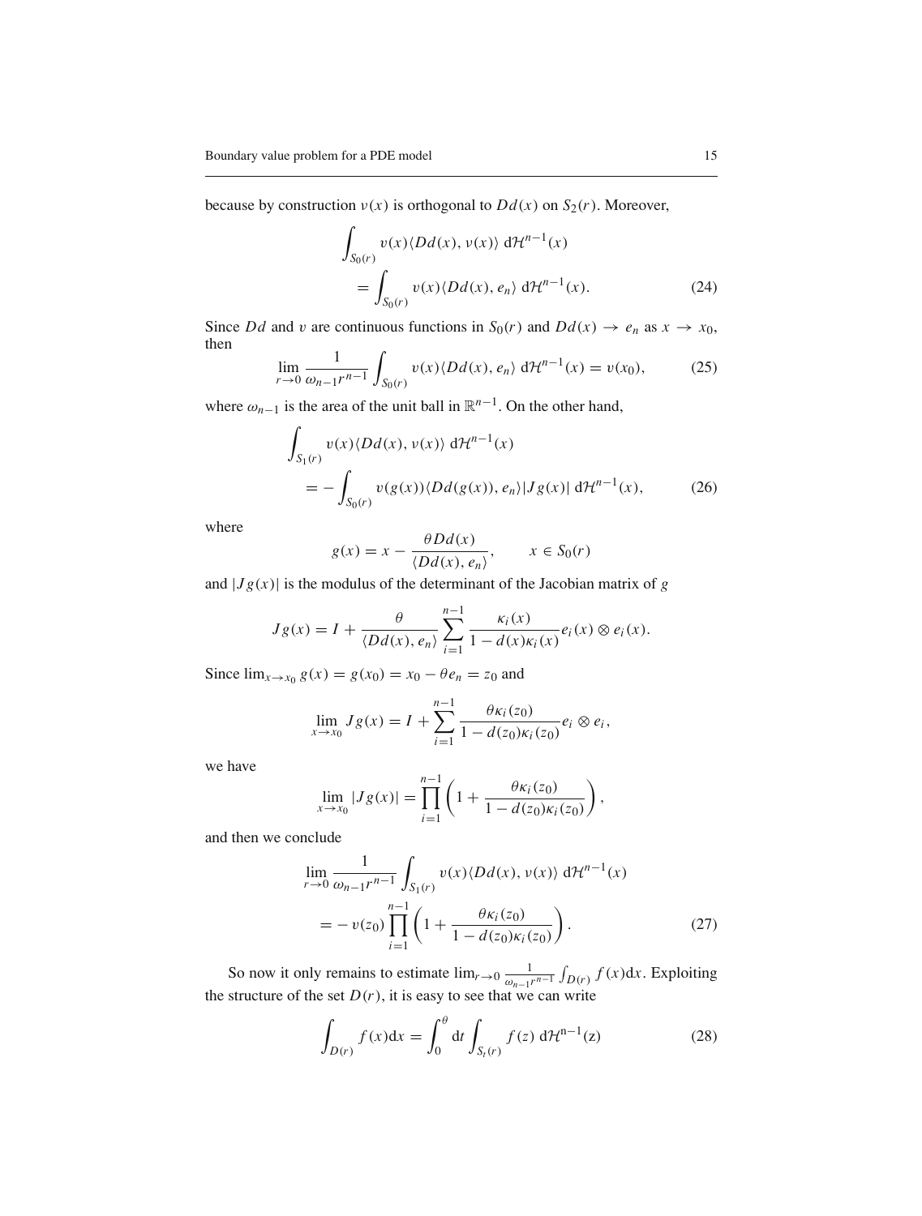because by construction $\nu(x)$ is orthogonal to $Dd(x)$ on $S_2(r)$. Moreover,

$$
\begin{aligned}
\int_{S_0(r)} v(x)\langle Dd(x), \nu(x)\rangle \, \mathrm{d}\mathcal{H}^{n-1}(x) \\
= \int_{S_0(r)} v(x)\langle Dd(x), e_n\rangle \, \mathrm{d}\mathcal{H}^{n-1}(x). \qquad (24)
\end{aligned}
$$

Since $Dd$ and $v$ are continuous functions in $S_0(r)$ and $Dd(x) \to e_n$ as $x \to x_0$, then

$$
\lim_{r\to 0} \frac{1}{\omega_{n-1} r^{n-1}} \int_{S_0(r)} v(x)\langle Dd(x), e_n\rangle \, \mathrm{d}\mathcal{H}^{n-1}(x) = v(x_0), \qquad (25)
$$

where $\omega_{n-1}$ is the area of the unit ball in $\mathbb{R}^{n-1}$. On the other hand,

$$
\begin{aligned}
\int_{S_1(r)} v(x)\langle Dd(x), \nu(x)\rangle \, \mathrm{d}\mathcal{H}^{n-1}(x) \\
= -\int_{S_0(r)} v(g(x))\langle Dd(g(x)), e_n\rangle |Jg(x)| \, \mathrm{d}\mathcal{H}^{n-1}(x), \qquad (26)
\end{aligned}
$$

where

$$
g(x) = x - \frac{\theta Dd(x)}{\langle Dd(x), e_n\rangle}, \qquad x \in S_0(r)
$$

and $|Jg(x)|$ is the modulus of the determinant of the Jacobian matrix of $g$

$$
Jg(x) = I + \frac{\theta}{\langle Dd(x), e_n\rangle} \sum_{i=1}^{n-1} \frac{\kappa_i(x)}{1 - d(x)\kappa_i(x)} e_i(x) \otimes e_i(x).
$$

Since $\lim_{x\to x_0} g(x) = g(x_0) = x_0 - \theta e_n = z_0$ and

$$
\lim_{x\to x_0} Jg(x) = I + \sum_{i=1}^{n-1} \frac{\theta \kappa_i(z_0)}{1 - d(z_0)\kappa_i(z_0)} e_i \otimes e_i,
$$

we have

$$
\lim_{x\to x_0} |Jg(x)| = \prod_{i=1}^{n-1} \left(1 + \frac{\theta \kappa_i(z_0)}{1 - d(z_0)\kappa_i(z_0)}\right),
$$

and then we conclude

$$
\begin{aligned}
\lim_{r\to 0} \frac{1}{\omega_{n-1} r^{n-1}} \int_{S_1(r)} v(x)\langle Dd(x), \nu(x)\rangle \, \mathrm{d}\mathcal{H}^{n-1}(x) \\
= -v(z_0) \prod_{i=1}^{n-1} \left(1 + \frac{\theta \kappa_i(z_0)}{1 - d(z_0)\kappa_i(z_0)}\right). \qquad (27)
\end{aligned}
$$

So now it only remains to estimate $\lim_{r\to 0} \frac{1}{\omega_{n-1} r^{n-1}} \int_{D(r)} f(x)\mathrm{d}x$. Exploiting the structure of the set $D(r)$, it is easy to see that we can write

$$
\int_{D(r)} f(x)\mathrm{d}x = \int_0^\theta \mathrm{d}t \int_{S_t(r)} f(z) \, \mathrm{d}\mathcal{H}^{n-1}(z) \qquad (28)
$$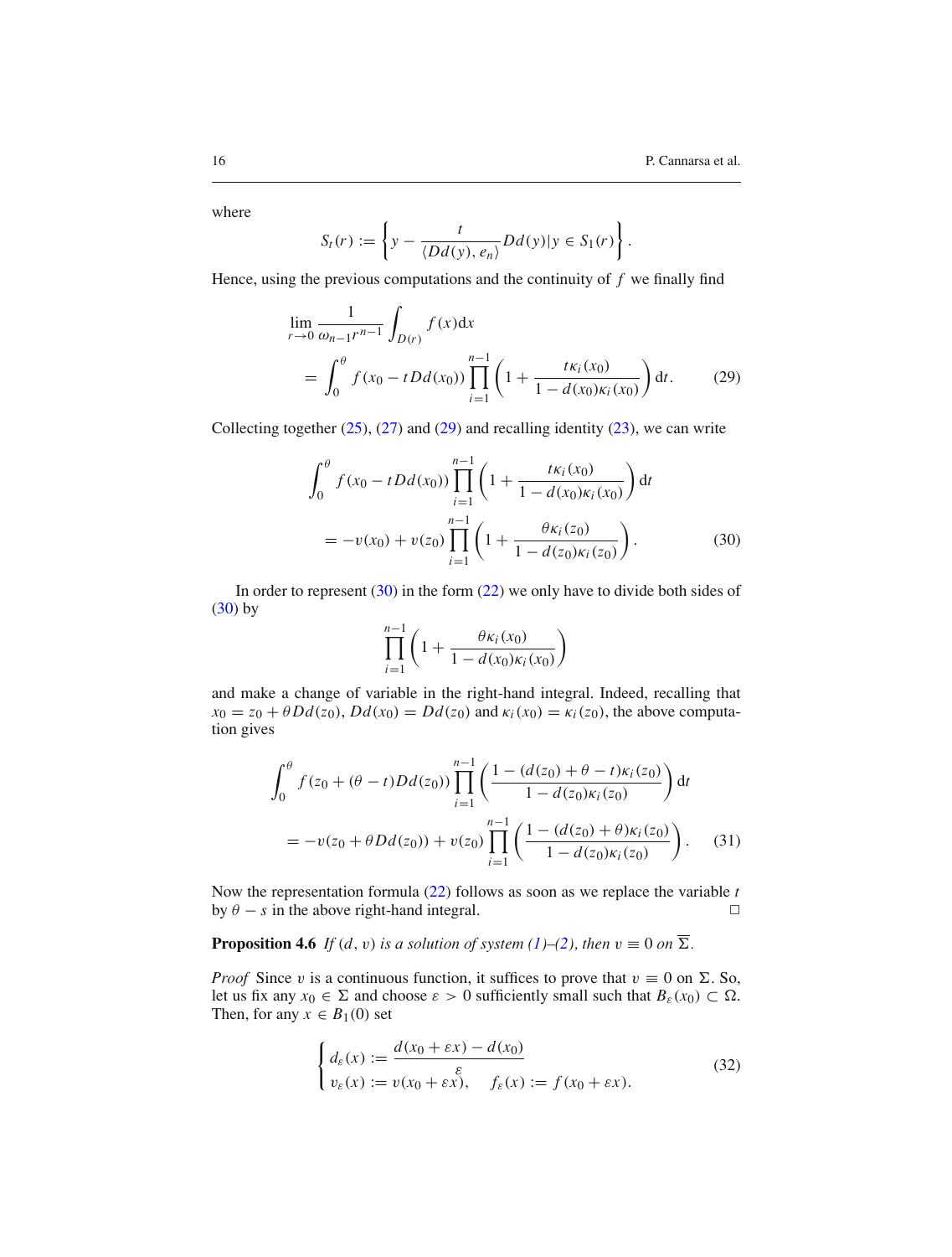where

$$S_t(r) := \left\{ y - \frac{t}{\langle Dd(y), e_n\rangle} Dd(y) | y \in S_1(r) \right\}.$$

Hence, using the previous computations and the continuity of $f$ we finally find

$$\lim_{r\to 0} \frac{1}{\omega_{n-1} r^{n-1}} \int_{D(r)} f(x)\mathrm{d}x = \int_0^\theta f(x_0 - tDd(x_0)) \prod_{i=1}^{n-1} \left(1 + \frac{t\kappa_i(x_0)}{1 - d(x_0)\kappa_i(x_0)}\right) \mathrm{d}t. \tag{29}$$

Collecting together (25), (27) and (29) and recalling identity (23), we can write

$$\int_0^\theta f(x_0 - tDd(x_0)) \prod_{i=1}^{n-1} \left(1 + \frac{t\kappa_i(x_0)}{1 - d(x_0)\kappa_i(x_0)}\right) \mathrm{d}t = -v(x_0) + v(z_0) \prod_{i=1}^{n-1} \left(1 + \frac{\theta\kappa_i(z_0)}{1 - d(z_0)\kappa_i(z_0)}\right). \tag{30}$$

In order to represent (30) in the form (22) we only have to divide both sides of (30) by

$$\prod_{i=1}^{n-1} \left(1 + \frac{\theta\kappa_i(x_0)}{1 - d(x_0)\kappa_i(x_0)}\right)$$

and make a change of variable in the right-hand integral. Indeed, recalling that $x_0 = z_0 + \theta Dd(z_0)$, $Dd(x_0) = Dd(z_0)$ and $\kappa_i(x_0) = \kappa_i(z_0)$, the above computation gives

$$\int_0^\theta f(z_0 + (\theta - t)Dd(z_0)) \prod_{i=1}^{n-1} \left(\frac{1 - (d(z_0) + \theta - t)\kappa_i(z_0)}{1 - d(z_0)\kappa_i(z_0)}\right) \mathrm{d}t = -v(z_0 + \theta Dd(z_0)) + v(z_0) \prod_{i=1}^{n-1} \left(\frac{1 - (d(z_0) + \theta)\kappa_i(z_0)}{1 - d(z_0)\kappa_i(z_0)}\right). \tag{31}$$

Now the representation formula (22) follows as soon as we replace the variable $t$ by $\theta - s$ in the above right-hand integral. $\square$

**Proposition 4.6** *If $(d, v)$ is a solution of system (1)–(2), then $v \equiv 0$ on $\overline{\Sigma}$.*

*Proof* Since $v$ is a continuous function, it suffices to prove that $v \equiv 0$ on $\Sigma$. So, let us fix any $x_0 \in \Sigma$ and choose $\varepsilon > 0$ sufficiently small such that $B_\varepsilon(x_0) \subset \Omega$. Then, for any $x \in B_1(0)$ set

$$\begin{cases} d_\varepsilon(x) := \dfrac{d(x_0 + \varepsilon x) - d(x_0)}{\varepsilon} \\ v_\varepsilon(x) := v(x_0 + \varepsilon x), \quad f_\varepsilon(x) := f(x_0 + \varepsilon x). \end{cases} \tag{32}$$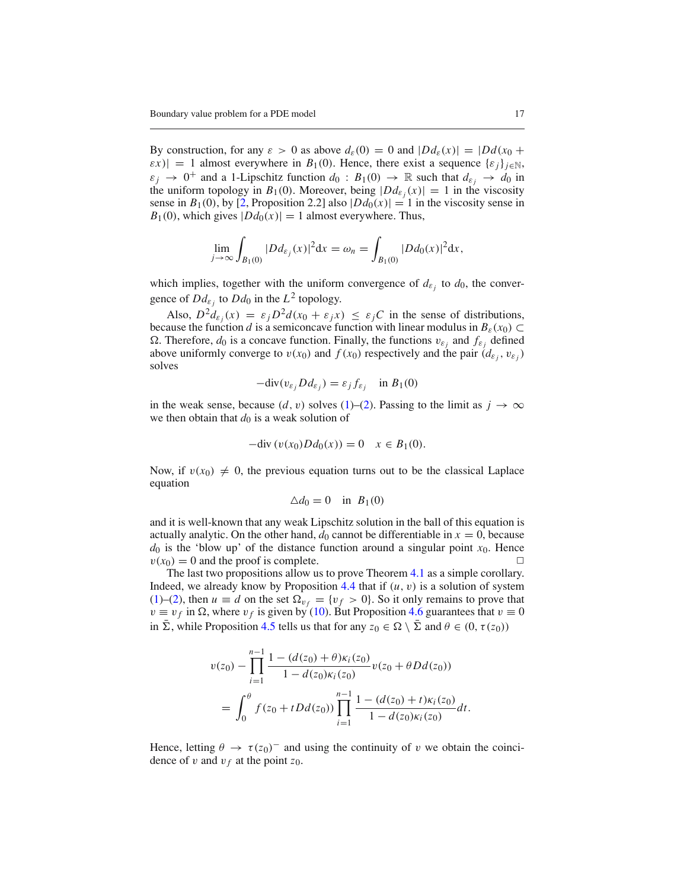By construction, for any $\varepsilon > 0$ as above $d_\varepsilon(0) = 0$ and $|Dd_\varepsilon(x)| = |Dd(x_0 + \varepsilon x)| = 1$ almost everywhere in $B_1(0)$. Hence, there exist a sequence $\{\varepsilon_j\}_{j\in\mathbb{N}}$, $\varepsilon_j \to 0^+$ and a 1-Lipschitz function $d_0 : B_1(0) \to \mathbb{R}$ such that $d_{\varepsilon_j} \to d_0$ in the uniform topology in $B_1(0)$. Moreover, being $|Dd_{\varepsilon_j}(x)| = 1$ in the viscosity sense in $B_1(0)$, by [2, Proposition 2.2] also $|Dd_0(x)| = 1$ in the viscosity sense in $B_1(0)$, which gives $|Dd_0(x)| = 1$ almost everywhere. Thus,

$$\lim_{j\to\infty} \int_{B_1(0)} |Dd_{\varepsilon_j}(x)|^2 \mathrm{d}x = \omega_n = \int_{B_1(0)} |Dd_0(x)|^2 \mathrm{d}x,$$

which implies, together with the uniform convergence of $d_{\varepsilon_j}$ to $d_0$, the convergence of $Dd_{\varepsilon_j}$ to $Dd_0$ in the $L^2$ topology.

Also, $D^2 d_{\varepsilon_j}(x) = \varepsilon_j D^2 d(x_0 + \varepsilon_j x) \leq \varepsilon_j C$ in the sense of distributions, because the function $d$ is a semiconcave function with linear modulus in $B_\varepsilon(x_0) \subset \Omega$. Therefore, $d_0$ is a concave function. Finally, the functions $v_{\varepsilon_j}$ and $f_{\varepsilon_j}$ defined above uniformly converge to $v(x_0)$ and $f(x_0)$ respectively and the pair $(d_{\varepsilon_j}, v_{\varepsilon_j})$ solves

$$-\mathrm{div}(v_{\varepsilon_j} Dd_{\varepsilon_j}) = \varepsilon_j f_{\varepsilon_j} \quad \text{in } B_1(0)$$

in the weak sense, because $(d, v)$ solves (1)–(2). Passing to the limit as $j \to \infty$ we then obtain that $d_0$ is a weak solution of

$$-\mathrm{div}\,(v(x_0) Dd_0(x)) = 0 \quad x \in B_1(0).$$

Now, if $v(x_0) \neq 0$, the previous equation turns out to be the classical Laplace equation

$$\triangle d_0 = 0 \quad \text{in } \ B_1(0)$$

and it is well-known that any weak Lipschitz solution in the ball of this equation is actually analytic. On the other hand, $d_0$ cannot be differentiable in $x = 0$, because $d_0$ is the 'blow up' of the distance function around a singular point $x_0$. Hence $v(x_0) = 0$ and the proof is complete. □

The last two propositions allow us to prove Theorem 4.1 as a simple corollary. Indeed, we already know by Proposition 4.4 that if $(u, v)$ is a solution of system (1)–(2), then $u \equiv d$ on the set $\Omega_{v_f} = \{v_f > 0\}$. So it only remains to prove that $v \equiv v_f$ in $\Omega$, where $v_f$ is given by (10). But Proposition 4.6 guarantees that $v \equiv 0$ in $\bar{\Sigma}$, while Proposition 4.5 tells us that for any $z_0 \in \Omega \setminus \bar{\Sigma}$ and $\theta \in (0, \tau(z_0))$

$$\begin{aligned}
v(z_0) - \prod_{i=1}^{n-1} \frac{1 - (d(z_0) + \theta)\kappa_i(z_0)}{1 - d(z_0)\kappa_i(z_0)} v(z_0 + \theta Dd(z_0)) \\
= \int_0^\theta f(z_0 + tDd(z_0)) \prod_{i=1}^{n-1} \frac{1 - (d(z_0) + t)\kappa_i(z_0)}{1 - d(z_0)\kappa_i(z_0)} dt.
\end{aligned}$$

Hence, letting $\theta \to \tau(z_0)^-$ and using the continuity of $v$ we obtain the coincidence of $v$ and $v_f$ at the point $z_0$.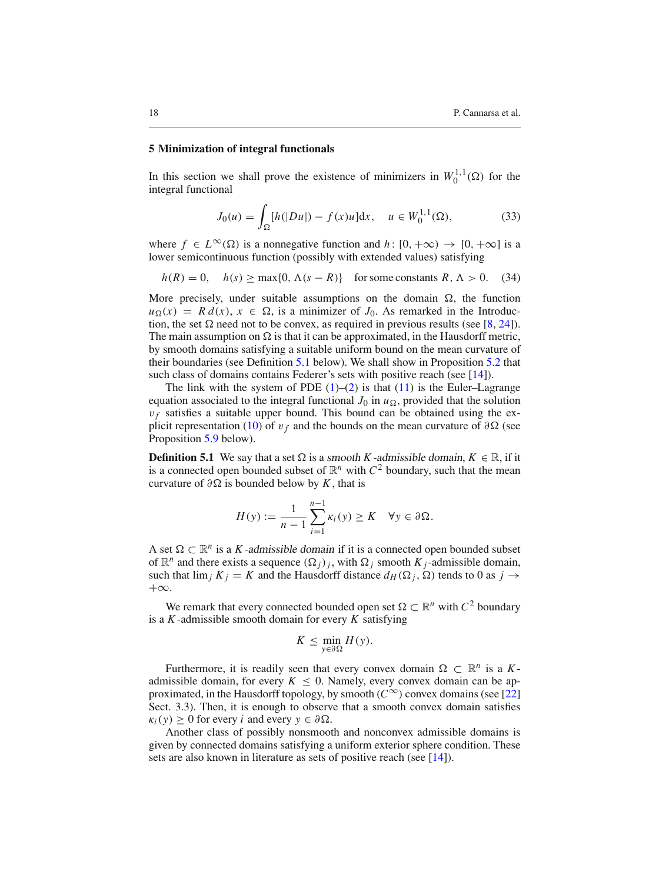## 5 Minimization of integral functionals

In this section we shall prove the existence of minimizers in $W_0^{1,1}(\Omega)$ for the integral functional

$$J_0(u) = \int_\Omega [h(|Du|) - f(x)u]\mathrm{d}x, \quad u \in W_0^{1,1}(\Omega), \tag{33}$$

where $f \in L^\infty(\Omega)$ is a nonnegative function and $h\colon [0, +\infty) \to [0, +\infty]$ is a lower semicontinuous function (possibly with extended values) satisfying

$$h(R) = 0, \quad h(s) \geq \max\{0, \Lambda(s - R)\} \quad \text{for some constants } R, \Lambda > 0. \tag{34}$$

More precisely, under suitable assumptions on the domain $\Omega$, the function $u_\Omega(x) = R\,d(x)$, $x \in \Omega$, is a minimizer of $J_0$. As remarked in the Introduction, the set $\Omega$ need not to be convex, as required in previous results (see [8, 24]). The main assumption on $\Omega$ is that it can be approximated, in the Hausdorff metric, by smooth domains satisfying a suitable uniform bound on the mean curvature of their boundaries (see Definition 5.1 below). We shall show in Proposition 5.2 that such class of domains contains Federer's sets with positive reach (see [14]).

The link with the system of PDE (1)–(2) is that (11) is the Euler–Lagrange equation associated to the integral functional $J_0$ in $u_\Omega$, provided that the solution $v_f$ satisfies a suitable upper bound. This bound can be obtained using the explicit representation (10) of $v_f$ and the bounds on the mean curvature of $\partial\Omega$ (see Proposition 5.9 below).

**Definition 5.1** We say that a set $\Omega$ is a *smooth $K$-admissible domain*, $K \in \mathbb{R}$, if it is a connected open bounded subset of $\mathbb{R}^n$ with $C^2$ boundary, such that the mean curvature of $\partial\Omega$ is bounded below by $K$, that is

$$H(y) := \frac{1}{n-1}\sum_{i=1}^{n-1} \kappa_i(y) \geq K \quad \forall y \in \partial\Omega.$$

A set $\Omega \subset \mathbb{R}^n$ is a *$K$-admissible domain* if it is a connected open bounded subset of $\mathbb{R}^n$ and there exists a sequence $(\Omega_j)_j$, with $\Omega_j$ smooth $K_j$-admissible domain, such that $\lim_j K_j = K$ and the Hausdorff distance $d_H(\Omega_j, \Omega)$ tends to 0 as $j \to +\infty$.

We remark that every connected bounded open set $\Omega \subset \mathbb{R}^n$ with $C^2$ boundary is a $K$-admissible smooth domain for every $K$ satisfying

$$K \leq \min_{y \in \partial\Omega} H(y).$$

Furthermore, it is readily seen that every convex domain $\Omega \subset \mathbb{R}^n$ is a $K$-admissible domain, for every $K \leq 0$. Namely, every convex domain can be approximated, in the Hausdorff topology, by smooth ($C^\infty$) convex domains (see [22] Sect. 3.3). Then, it is enough to observe that a smooth convex domain satisfies $\kappa_i(y) \geq 0$ for every $i$ and every $y \in \partial\Omega$.

Another class of possibly nonsmooth and nonconvex admissible domains is given by connected domains satisfying a uniform exterior sphere condition. These sets are also known in literature as sets of positive reach (see [14]).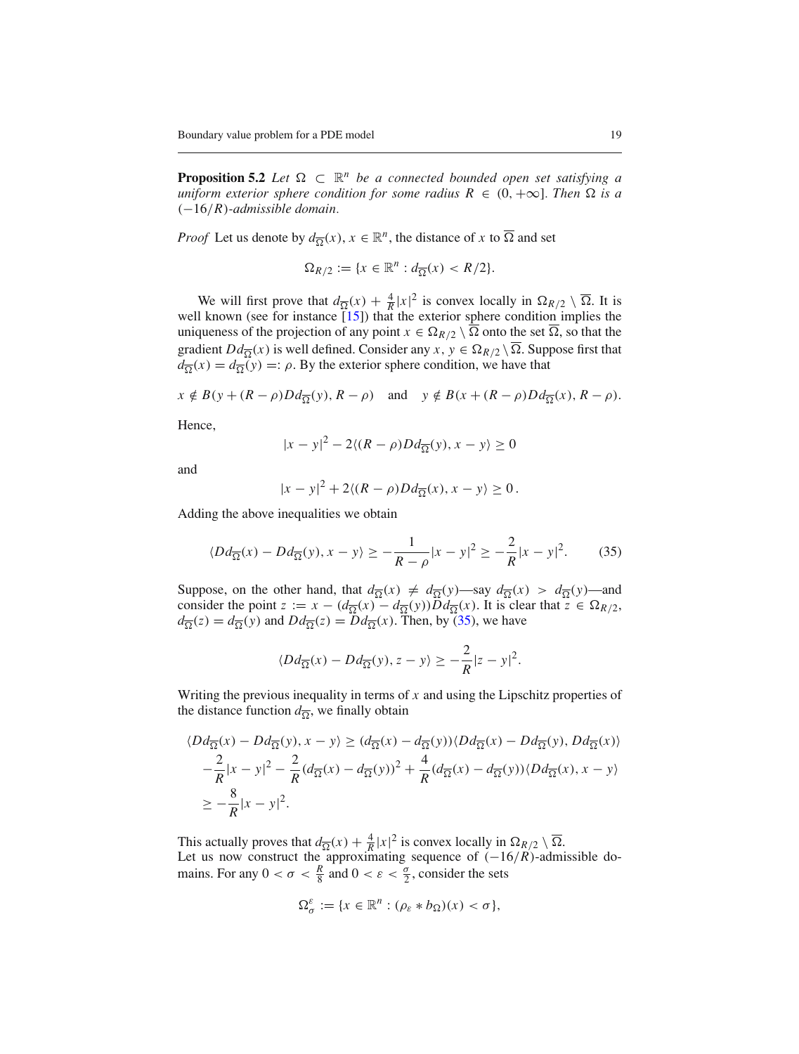**Proposition 5.2** *Let $\Omega \subset \mathbb{R}^n$ be a connected bounded open set satisfying a uniform exterior sphere condition for some radius $R \in (0, +\infty]$. Then $\Omega$ is a $(-16/R)$-admissible domain.*

*Proof* Let us denote by $d_{\overline{\Omega}}(x)$, $x \in \mathbb{R}^n$, the distance of $x$ to $\overline{\Omega}$ and set

$$\Omega_{R/2} := \{x \in \mathbb{R}^n : d_{\overline{\Omega}}(x) < R/2\}.$$

We will first prove that $d_{\overline{\Omega}}(x) + \frac{4}{R}|x|^2$ is convex locally in $\Omega_{R/2} \setminus \overline{\Omega}$. It is well known (see for instance [15]) that the exterior sphere condition implies the uniqueness of the projection of any point $x \in \Omega_{R/2} \setminus \overline{\Omega}$ onto the set $\overline{\Omega}$, so that the gradient $Dd_{\overline{\Omega}}(x)$ is well defined. Consider any $x, y \in \Omega_{R/2} \setminus \overline{\Omega}$. Suppose first that $d_{\overline{\Omega}}(x) = d_{\overline{\Omega}}(y) =: \rho$. By the exterior sphere condition, we have that

$$x \notin B(y + (R-\rho)Dd_{\overline{\Omega}}(y), R-\rho) \quad \text{and} \quad y \notin B(x + (R-\rho)Dd_{\overline{\Omega}}(x), R-\rho).$$

Hence,

$$|x-y|^2 - 2\langle (R-\rho)Dd_{\overline{\Omega}}(y), x-y\rangle \geq 0$$

and

$$|x-y|^2 + 2\langle (R-\rho)Dd_{\overline{\Omega}}(x), x-y\rangle \geq 0\,.$$

Adding the above inequalities we obtain

$$\langle Dd_{\overline{\Omega}}(x) - Dd_{\overline{\Omega}}(y), x-y\rangle \geq -\frac{1}{R-\rho}|x-y|^2 \geq -\frac{2}{R}|x-y|^2. \tag{35}$$

Suppose, on the other hand, that $d_{\overline{\Omega}}(x) \neq d_{\overline{\Omega}}(y)$—say $d_{\overline{\Omega}}(x) > d_{\overline{\Omega}}(y)$—and consider the point $z := x - (d_{\overline{\Omega}}(x) - d_{\overline{\Omega}}(y))Dd_{\overline{\Omega}}(x)$. It is clear that $z \in \Omega_{R/2}$, $d_{\overline{\Omega}}(z) = d_{\overline{\Omega}}(y)$ and $Dd_{\overline{\Omega}}(z) = Dd_{\overline{\Omega}}(x)$. Then, by (35), we have

$$\langle Dd_{\overline{\Omega}}(x) - Dd_{\overline{\Omega}}(y), z-y\rangle \geq -\frac{2}{R}|z-y|^2.$$

Writing the previous inequality in terms of $x$ and using the Lipschitz properties of the distance function $d_{\overline{\Omega}}$, we finally obtain

$$\begin{aligned}
\langle Dd_{\overline{\Omega}}(x) - Dd_{\overline{\Omega}}(y), x-y\rangle &\geq (d_{\overline{\Omega}}(x) - d_{\overline{\Omega}}(y))\langle Dd_{\overline{\Omega}}(x) - Dd_{\overline{\Omega}}(y), Dd_{\overline{\Omega}}(x)\rangle \\
&\quad -\frac{2}{R}|x-y|^2 - \frac{2}{R}(d_{\overline{\Omega}}(x) - d_{\overline{\Omega}}(y))^2 + \frac{4}{R}(d_{\overline{\Omega}}(x) - d_{\overline{\Omega}}(y))\langle Dd_{\overline{\Omega}}(x), x-y\rangle \\
&\geq -\frac{8}{R}|x-y|^2.
\end{aligned}$$

This actually proves that $d_{\overline{\Omega}}(x) + \frac{4}{R}|x|^2$ is convex locally in $\Omega_{R/2} \setminus \overline{\Omega}$.
Let us now construct the approximating sequence of $(-16/R)$-admissible domains. For any $0 < \sigma < \frac{R}{8}$ and $0 < \varepsilon < \frac{\sigma}{2}$, consider the sets

$$\Omega_\sigma^\varepsilon := \{x \in \mathbb{R}^n : (\rho_\varepsilon * b_\Omega)(x) < \sigma\},$$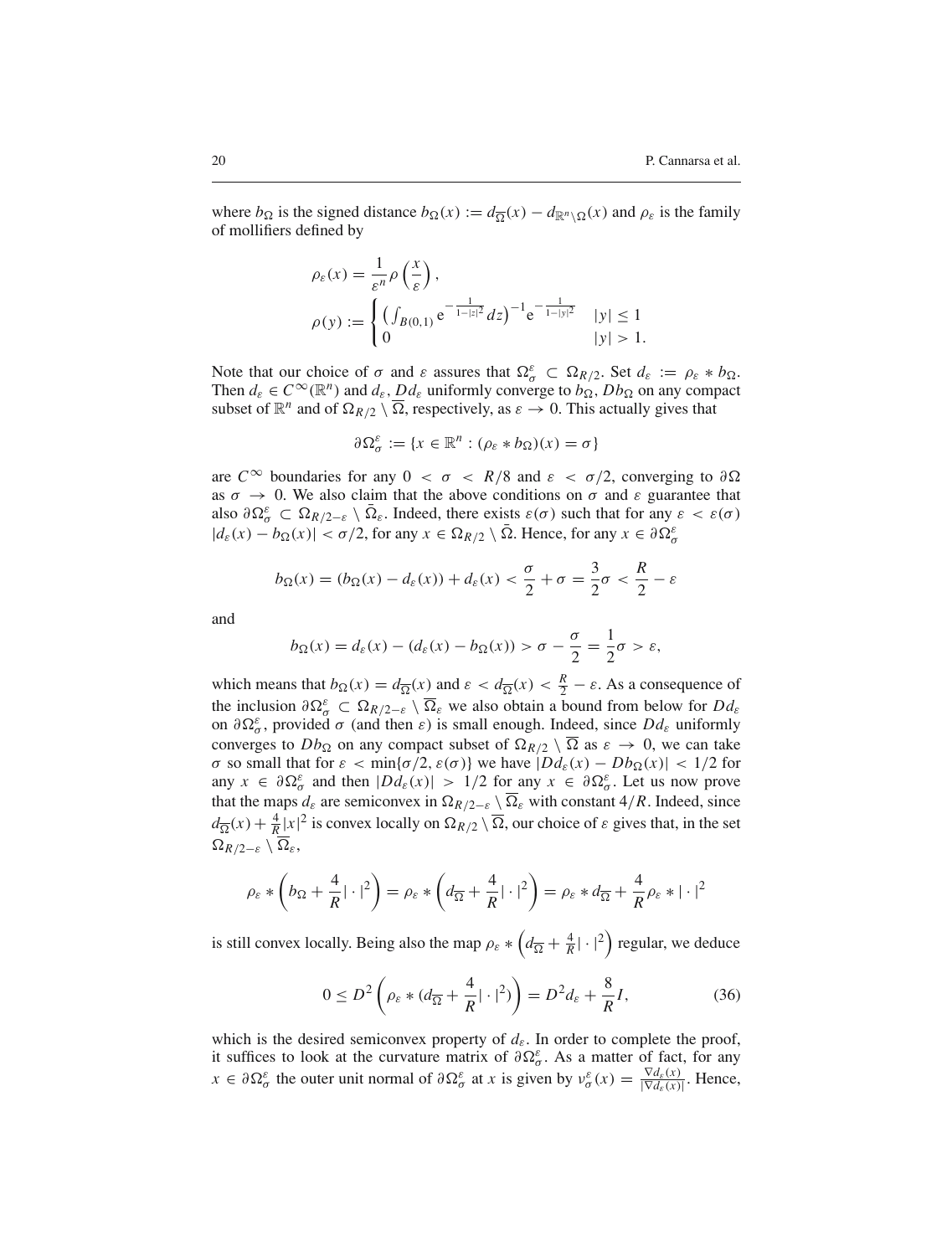where $b_\Omega$ is the signed distance $b_\Omega(x) := d_{\overline{\Omega}}(x) - d_{\mathbb{R}^n \setminus \Omega}(x)$ and $\rho_\varepsilon$ is the family of mollifiers defined by

$$
\rho_\varepsilon(x) = \frac{1}{\varepsilon^n} \rho\left(\frac{x}{\varepsilon}\right),
$$

$$
\rho(y) := \begin{cases} \left(\int_{B(0,1)} \mathrm{e}^{-\frac{1}{1-|z|^2}} dz\right)^{-1} \mathrm{e}^{-\frac{1}{1-|y|^2}} & |y| \leq 1 \\ 0 & |y| > 1. \end{cases}
$$

Note that our choice of $\sigma$ and $\varepsilon$ assures that $\Omega_\sigma^\varepsilon \subset \Omega_{R/2}$. Set $d_\varepsilon := \rho_\varepsilon * b_\Omega$. Then $d_\varepsilon \in C^\infty(\mathbb{R}^n)$ and $d_\varepsilon, Dd_\varepsilon$ uniformly converge to $b_\Omega, Db_\Omega$ on any compact subset of $\mathbb{R}^n$ and of $\Omega_{R/2} \setminus \overline{\Omega}$, respectively, as $\varepsilon \to 0$. This actually gives that

$$
\partial\Omega_\sigma^\varepsilon := \{x \in \mathbb{R}^n : (\rho_\varepsilon * b_\Omega)(x) = \sigma\}
$$

are $C^\infty$ boundaries for any $0 < \sigma < R/8$ and $\varepsilon < \sigma/2$, converging to $\partial\Omega$ as $\sigma \to 0$. We also claim that the above conditions on $\sigma$ and $\varepsilon$ guarantee that also $\partial\Omega_\sigma^\varepsilon \subset \Omega_{R/2-\varepsilon} \setminus \bar{\Omega}_\varepsilon$. Indeed, there exists $\varepsilon(\sigma)$ such that for any $\varepsilon < \varepsilon(\sigma)$ $|d_\varepsilon(x) - b_\Omega(x)| < \sigma/2$, for any $x \in \Omega_{R/2} \setminus \bar{\Omega}$. Hence, for any $x \in \partial\Omega_\sigma^\varepsilon$

$$
b_\Omega(x) = (b_\Omega(x) - d_\varepsilon(x)) + d_\varepsilon(x) < \frac{\sigma}{2} + \sigma = \frac{3}{2}\sigma < \frac{R}{2} - \varepsilon
$$

and

$$
b_\Omega(x) = d_\varepsilon(x) - (d_\varepsilon(x) - b_\Omega(x)) > \sigma - \frac{\sigma}{2} = \frac{1}{2}\sigma > \varepsilon,
$$

which means that $b_\Omega(x) = d_{\overline{\Omega}}(x)$ and $\varepsilon < d_{\overline{\Omega}}(x) < \frac{R}{2} - \varepsilon$. As a consequence of the inclusion $\partial\Omega_\sigma^\varepsilon \subset \Omega_{R/2-\varepsilon} \setminus \overline{\Omega}_\varepsilon$ we also obtain a bound from below for $Dd_\varepsilon$ on $\partial\Omega_\sigma^\varepsilon$, provided $\sigma$ (and then $\varepsilon$) is small enough. Indeed, since $Dd_\varepsilon$ uniformly converges to $Db_\Omega$ on any compact subset of $\Omega_{R/2} \setminus \overline{\Omega}$ as $\varepsilon \to 0$, we can take $\sigma$ so small that for $\varepsilon < \min\{\sigma/2, \varepsilon(\sigma)\}$ we have $|Dd_\varepsilon(x) - Db_\Omega(x)| < 1/2$ for any $x \in \partial\Omega_\sigma^\varepsilon$ and then $|Dd_\varepsilon(x)| > 1/2$ for any $x \in \partial\Omega_\sigma^\varepsilon$. Let us now prove that the maps $d_\varepsilon$ are semiconvex in $\Omega_{R/2-\varepsilon} \setminus \overline{\Omega}_\varepsilon$ with constant $4/R$. Indeed, since $d_{\overline{\Omega}}(x) + \frac{4}{R}|x|^2$ is convex locally on $\Omega_{R/2} \setminus \overline{\Omega}$, our choice of $\varepsilon$ gives that, in the set $\Omega_{R/2-\varepsilon} \setminus \overline{\Omega}_\varepsilon$,

$$
\rho_\varepsilon * \left(b_\Omega + \frac{4}{R}|\cdot|^2\right) = \rho_\varepsilon * \left(d_{\overline{\Omega}} + \frac{4}{R}|\cdot|^2\right) = \rho_\varepsilon * d_{\overline{\Omega}} + \frac{4}{R}\rho_\varepsilon * |\cdot|^2
$$

is still convex locally. Being also the map $\rho_\varepsilon * \left(d_{\overline{\Omega}} + \frac{4}{R}|\cdot|^2\right)$ regular, we deduce

$$
0 \leq D^2\left(\rho_\varepsilon * (d_{\overline{\Omega}} + \frac{4}{R}|\cdot|^2)\right) = D^2 d_\varepsilon + \frac{8}{R}I, \tag{36}
$$

which is the desired semiconvex property of $d_\varepsilon$. In order to complete the proof, it suffices to look at the curvature matrix of $\partial\Omega_\sigma^\varepsilon$. As a matter of fact, for any $x \in \partial\Omega_\sigma^\varepsilon$ the outer unit normal of $\partial\Omega_\sigma^\varepsilon$ at $x$ is given by $\nu_\sigma^\varepsilon(x) = \frac{\nabla d_\varepsilon(x)}{|\nabla d_\varepsilon(x)|}$. Hence,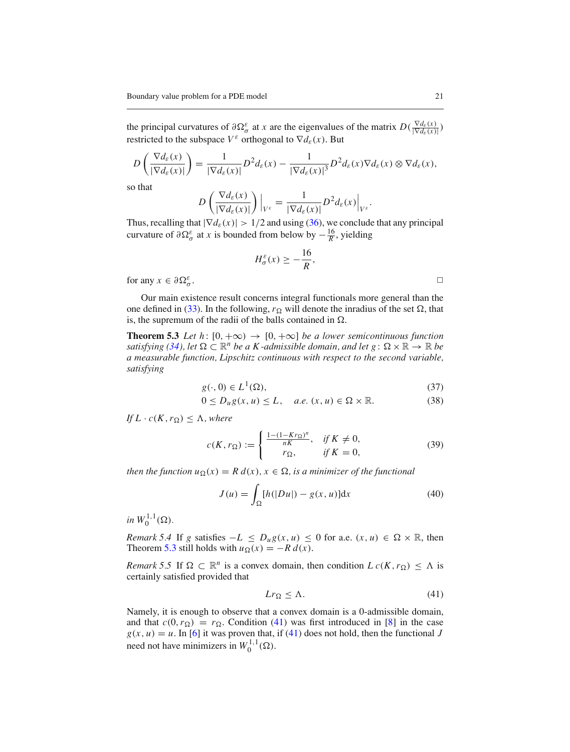the principal curvatures of $\partial\Omega_\sigma^\varepsilon$ at $x$ are the eigenvalues of the matrix $D(\frac{\nabla d_\varepsilon(x)}{|\nabla d_\varepsilon(x)|})$ restricted to the subspace $V^\varepsilon$ orthogonal to $\nabla d_\varepsilon(x)$. But

$$D\left(\frac{\nabla d_\varepsilon(x)}{|\nabla d_\varepsilon(x)|}\right) = \frac{1}{|\nabla d_\varepsilon(x)|}D^2 d_\varepsilon(x) - \frac{1}{|\nabla d_\varepsilon(x)|^3}D^2 d_\varepsilon(x)\nabla d_\varepsilon(x) \otimes \nabla d_\varepsilon(x),$$

so that

$$D\left(\frac{\nabla d_\varepsilon(x)}{|\nabla d_\varepsilon(x)|}\right)\Big|_{V^\varepsilon} = \frac{1}{|\nabla d_\varepsilon(x)|}D^2 d_\varepsilon(x)\Big|_{V^\varepsilon}.$$

Thus, recalling that $|\nabla d_\varepsilon(x)| > 1/2$ and using (36), we conclude that any principal curvature of $\partial\Omega_\sigma^\varepsilon$ at $x$ is bounded from below by $-\frac{16}{R}$, yielding

$$H_\sigma^\varepsilon(x) \geq -\frac{16}{R},$$

for any $x \in \partial\Omega_\sigma^\varepsilon$. □

Our main existence result concerns integral functionals more general than the one defined in (33). In the following, $r_\Omega$ will denote the inradius of the set $\Omega$, that is, the supremum of the radii of the balls contained in $\Omega$.

**Theorem 5.3** *Let $h\colon [0,+\infty) \to [0,+\infty]$ be a lower semicontinuous function satisfying (34), let $\Omega \subset \mathbb{R}^n$ be a $K$-admissible domain, and let $g\colon \Omega\times\mathbb{R} \to \mathbb{R}$ be a measurable function, Lipschitz continuous with respect to the second variable, satisfying*

$$g(\cdot,0) \in L^1(\Omega), \tag{37}$$

$$0 \leq D_u g(x,u) \leq L, \quad a.e.\ (x,u) \in \Omega\times\mathbb{R}. \tag{38}$$

*If $L\cdot c(K, r_\Omega) \leq \Lambda$, where*

$$c(K, r_\Omega) := \begin{cases} \frac{1-(1-Kr_\Omega)^n}{nK}, & \text{if } K \neq 0,\\ r_\Omega, & \text{if } K = 0,\end{cases} \tag{39}$$

*then the function $u_\Omega(x) = R\,d(x)$, $x \in \Omega$, is a minimizer of the functional*

$$J(u) = \int_\Omega [h(|Du|) - g(x,u)]\mathrm{d}x \tag{40}$$

*in $W_0^{1,1}(\Omega)$.*

*Remark 5.4* If $g$ satisfies $-L \leq D_u g(x,u) \leq 0$ for a.e. $(x,u) \in \Omega\times\mathbb{R}$, then Theorem 5.3 still holds with $u_\Omega(x) = -R\,d(x)$.

*Remark 5.5* If $\Omega \subset \mathbb{R}^n$ is a convex domain, then condition $L\,c(K, r_\Omega) \leq \Lambda$ is certainly satisfied provided that

$$Lr_\Omega \leq \Lambda. \tag{41}$$

Namely, it is enough to observe that a convex domain is a 0-admissible domain, and that $c(0, r_\Omega) = r_\Omega$. Condition (41) was first introduced in [8] in the case $g(x,u) = u$. In [6] it was proven that, if (41) does not hold, then the functional $J$ need not have minimizers in $W_0^{1,1}(\Omega)$.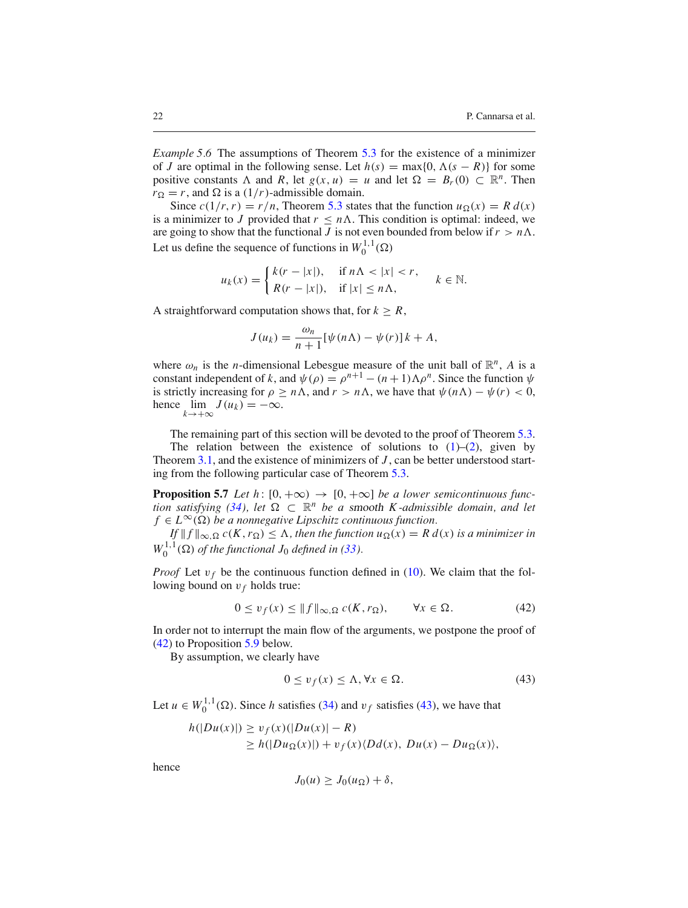*Example 5.6* The assumptions of Theorem 5.3 for the existence of a minimizer of $J$ are optimal in the following sense. Let $h(s) = \max\{0, \Lambda(s - R)\}$ for some positive constants $\Lambda$ and $R$, let $g(x, u) = u$ and let $\Omega = B_r(0) \subset \mathbb{R}^n$. Then $r_\Omega = r$, and $\Omega$ is a $(1/r)$-admissible domain.

Since $c(1/r, r) = r/n$, Theorem 5.3 states that the function $u_\Omega(x) = R\, d(x)$ is a minimizer to $J$ provided that $r \leq n\Lambda$. This condition is optimal: indeed, we are going to show that the functional $J$ is not even bounded from below if $r > n\Lambda$. Let us define the sequence of functions in $W_0^{1,1}(\Omega)$

$$u_k(x) = \begin{cases} k(r - |x|), & \text{if } n\Lambda < |x| < r, \\ R(r - |x|), & \text{if } |x| \leq n\Lambda, \end{cases} \qquad k \in \mathbb{N}.$$

A straightforward computation shows that, for $k \geq R$,

$$J(u_k) = \frac{\omega_n}{n+1}[\psi(n\Lambda) - \psi(r)]\, k + A,$$

where $\omega_n$ is the $n$-dimensional Lebesgue measure of the unit ball of $\mathbb{R}^n$, $A$ is a constant independent of $k$, and $\psi(\rho) = \rho^{n+1} - (n+1)\Lambda\rho^n$. Since the function $\psi$ is strictly increasing for $\rho \geq n\Lambda$, and $r > n\Lambda$, we have that $\psi(n\Lambda) - \psi(r) < 0$, hence $\lim_{k \to +\infty} J(u_k) = -\infty$.

The remaining part of this section will be devoted to the proof of Theorem 5.3.

The relation between the existence of solutions to (1)–(2), given by Theorem 3.1, and the existence of minimizers of $J$, can be better understood starting from the following particular case of Theorem 5.3.

**Proposition 5.7** *Let $h\colon [0, +\infty) \to [0, +\infty]$ be a lower semicontinuous function satisfying (34), let $\Omega \subset \mathbb{R}^n$ be a* smooth *$K$-admissible domain, and let $f \in L^\infty(\Omega)$ be a nonnegative Lipschitz continuous function.*

*If $\|f\|_{\infty,\Omega}\, c(K, r_\Omega) \leq \Lambda$, then the function $u_\Omega(x) = R\, d(x)$ is a minimizer in $W_0^{1,1}(\Omega)$ of the functional $J_0$ defined in (33).*

*Proof* Let $v_f$ be the continuous function defined in (10). We claim that the following bound on $v_f$ holds true:

$$0 \leq v_f(x) \leq \|f\|_{\infty,\Omega}\, c(K, r_\Omega), \qquad \forall x \in \Omega. \tag{42}$$

In order not to interrupt the main flow of the arguments, we postpone the proof of (42) to Proposition 5.9 below.

By assumption, we clearly have

$$0 \leq v_f(x) \leq \Lambda, \forall x \in \Omega. \tag{43}$$

Let $u \in W_0^{1,1}(\Omega)$. Since $h$ satisfies (34) and $v_f$ satisfies (43), we have that

$$\begin{aligned} h(|Du(x)|) &\geq v_f(x)(|Du(x)| - R) \\ &\geq h(|Du_\Omega(x)|) + v_f(x)\langle Dd(x),\ Du(x) - Du_\Omega(x)\rangle, \end{aligned}$$

hence

$$J_0(u) \geq J_0(u_\Omega) + \delta,$$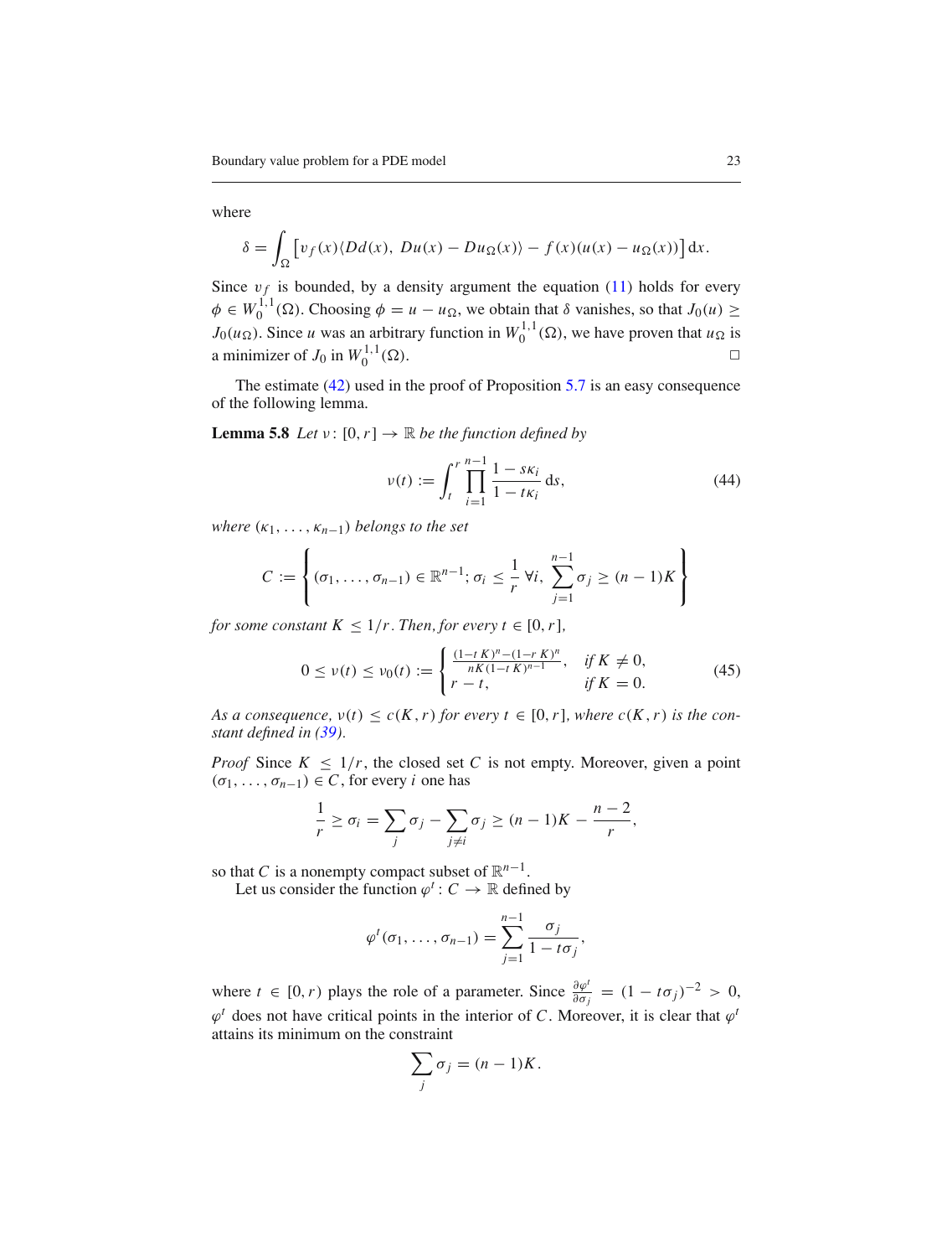where

$$\delta = \int_\Omega \left[ v_f(x) \langle Dd(x),\ Du(x) - Du_\Omega(x) \rangle - f(x)(u(x) - u_\Omega(x)) \right] \mathrm{d}x.$$

Since $v_f$ is bounded, by a density argument the equation (11) holds for every $\phi \in W_0^{1,1}(\Omega)$. Choosing $\phi = u - u_\Omega$, we obtain that $\delta$ vanishes, so that $J_0(u) \geq J_0(u_\Omega)$. Since $u$ was an arbitrary function in $W_0^{1,1}(\Omega)$, we have proven that $u_\Omega$ is a minimizer of $J_0$ in $W_0^{1,1}(\Omega)$. □

The estimate (42) used in the proof of Proposition 5.7 is an easy consequence of the following lemma.

**Lemma 5.8** *Let $v \colon [0, r] \to \mathbb{R}$ be the function defined by*

$$v(t) := \int_t^r \prod_{i=1}^{n-1} \frac{1 - s\kappa_i}{1 - t\kappa_i} \, \mathrm{d}s, \tag{44}$$

*where $(\kappa_1, \ldots, \kappa_{n-1})$ belongs to the set*

$$C := \left\{ (\sigma_1, \ldots, \sigma_{n-1}) \in \mathbb{R}^{n-1};\ \sigma_i \leq \frac{1}{r}\ \forall i,\ \sum_{j=1}^{n-1} \sigma_j \geq (n-1)K \right\}$$

*for some constant $K \leq 1/r$. Then, for every $t \in [0, r]$,*

$$0 \leq v(t) \leq v_0(t) := \begin{cases} \frac{(1-tK)^n - (1-rK)^n}{nK(1-tK)^{n-1}}, & \text{if } K \neq 0, \\ r - t, & \text{if } K = 0. \end{cases} \tag{45}$$

*As a consequence, $v(t) \leq c(K, r)$ for every $t \in [0, r]$, where $c(K, r)$ is the constant defined in (39).*

*Proof* Since $K \leq 1/r$, the closed set $C$ is not empty. Moreover, given a point $(\sigma_1, \ldots, \sigma_{n-1}) \in C$, for every $i$ one has

$$\frac{1}{r} \geq \sigma_i = \sum_j \sigma_j - \sum_{j \neq i} \sigma_j \geq (n-1)K - \frac{n-2}{r},$$

so that $C$ is a nonempty compact subset of $\mathbb{R}^{n-1}$.

Let us consider the function $\varphi^t \colon C \to \mathbb{R}$ defined by

$$\varphi^t(\sigma_1, \ldots, \sigma_{n-1}) = \sum_{j=1}^{n-1} \frac{\sigma_j}{1 - t\sigma_j},$$

where $t \in [0, r)$ plays the role of a parameter. Since $\frac{\partial \varphi^t}{\partial \sigma_j} = (1 - t\sigma_j)^{-2} > 0$, $\varphi^t$ does not have critical points in the interior of $C$. Moreover, it is clear that $\varphi^t$ attains its minimum on the constraint

$$\sum_j \sigma_j = (n-1)K.$$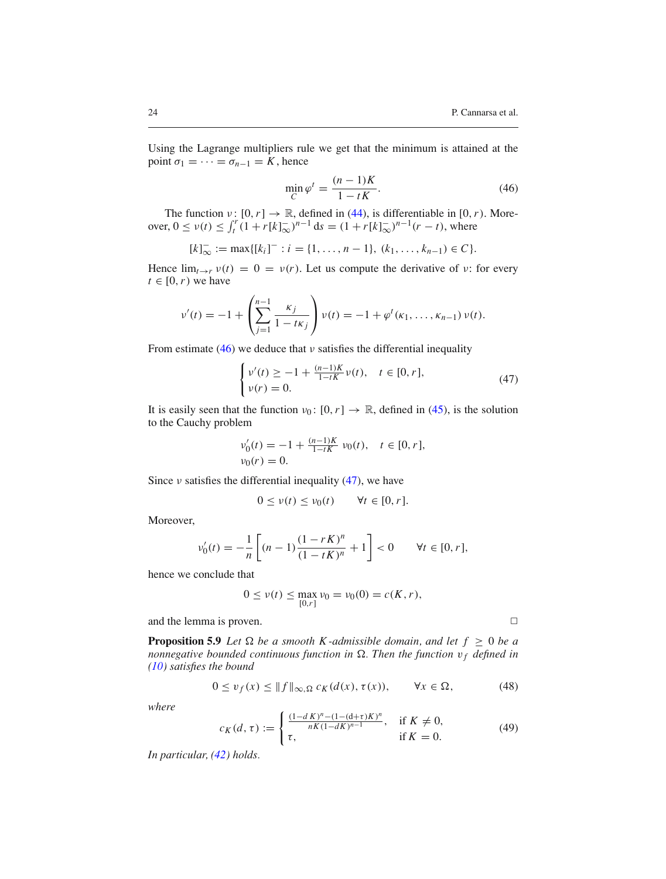Using the Lagrange multipliers rule we get that the minimum is attained at the point $\sigma_1 = \cdots = \sigma_{n-1} = K$, hence

$$\min_C \varphi^t = \frac{(n-1)K}{1-tK}. \tag{46}$$

The function $\nu\colon [0,r] \to \mathbb{R}$, defined in (44), is differentiable in $[0,r)$. Moreover, $0 \le \nu(t) \le \int_t^r (1 + r[k]_\infty^-)^{n-1}\, \mathrm{d}s = (1 + r[k]_\infty^-)^{n-1}(r-t)$, where

$$[k]_\infty^- := \max\{[k_i]^- : i = \{1,\ldots,n-1\},\ (k_1,\ldots,k_{n-1}) \in C\}.$$

Hence $\lim_{t\to r} \nu(t) = 0 = \nu(r)$. Let us compute the derivative of $\nu$: for every $t \in [0,r)$ we have

$$\nu'(t) = -1 + \left(\sum_{j=1}^{n-1} \frac{\kappa_j}{1-t\kappa_j}\right)\nu(t) = -1 + \varphi^t(\kappa_1,\ldots,\kappa_{n-1})\,\nu(t).$$

From estimate (46) we deduce that $\nu$ satisfies the differential inequality

$$\begin{cases} \nu'(t) \ge -1 + \frac{(n-1)K}{1-tK}\nu(t), & t \in [0,r], \\ \nu(r) = 0. \end{cases} \tag{47}$$

It is easily seen that the function $\nu_0\colon [0,r] \to \mathbb{R}$, defined in (45), is the solution to the Cauchy problem

$$\begin{aligned} &\nu_0'(t) = -1 + \tfrac{(n-1)K}{1-tK}\ \nu_0(t), \quad t \in [0,r], \\ &\nu_0(r) = 0. \end{aligned}$$

Since $\nu$ satisfies the differential inequality (47), we have

$$0 \le \nu(t) \le \nu_0(t) \qquad \forall t \in [0,r].$$

Moreover,

$$\nu_0'(t) = -\frac{1}{n}\left[(n-1)\frac{(1-rK)^n}{(1-tK)^n} + 1\right] < 0 \qquad \forall t \in [0,r],$$

hence we conclude that

$$0 \le \nu(t) \le \max_{[0,r]} \nu_0 = \nu_0(0) = c(K,r),$$

and the lemma is proven. □

**Proposition 5.9** *Let $\Omega$ be a smooth $K$-admissible domain, and let $f \ge 0$ be a nonnegative bounded continuous function in $\Omega$. Then the function $v_f$ defined in (10) satisfies the bound*

$$0 \le v_f(x) \le \|f\|_{\infty,\Omega}\, c_K(d(x), \tau(x)), \qquad \forall x \in \Omega, \tag{48}$$

*where*

$$c_K(d,\tau) := \begin{cases} \frac{(1-d\,K)^n - (1-(d+\tau)K)^n}{nK(1-dK)^{n-1}}, & \text{if } K \neq 0, \\ \tau, & \text{if } K = 0. \end{cases} \tag{49}$$

*In particular, (42) holds.*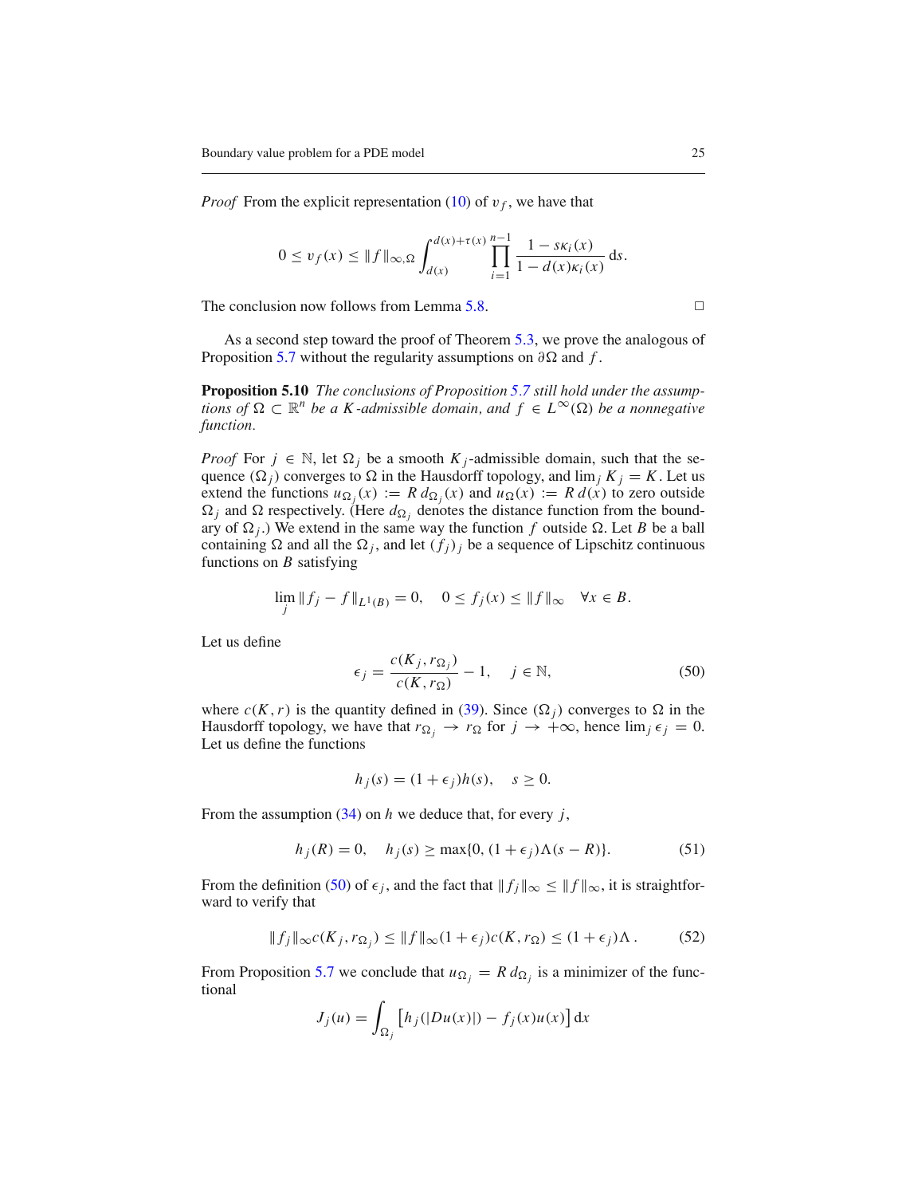*Proof* From the explicit representation (10) of $v_f$, we have that

$$0 \le v_f(x) \le \|f\|_{\infty,\Omega} \int_{d(x)}^{d(x)+\tau(x)} \prod_{i=1}^{n-1} \frac{1 - s\kappa_i(x)}{1 - d(x)\kappa_i(x)}\, ds.$$

The conclusion now follows from Lemma 5.8. □

As a second step toward the proof of Theorem 5.3, we prove the analogous of Proposition 5.7 without the regularity assumptions on $\partial\Omega$ and $f$.

**Proposition 5.10** *The conclusions of Proposition 5.7 still hold under the assumptions of $\Omega \subset \mathbb{R}^n$ be a $K$-admissible domain, and $f \in L^\infty(\Omega)$ be a nonnegative function.*

*Proof* For $j \in \mathbb{N}$, let $\Omega_j$ be a smooth $K_j$-admissible domain, such that the sequence $(\Omega_j)$ converges to $\Omega$ in the Hausdorff topology, and $\lim_j K_j = K$. Let us extend the functions $u_{\Omega_j}(x) := R\, d_{\Omega_j}(x)$ and $u_\Omega(x) := R\, d(x)$ to zero outside $\Omega_j$ and $\Omega$ respectively. (Here $d_{\Omega_j}$ denotes the distance function from the boundary of $\Omega_j$.) We extend in the same way the function $f$ outside $\Omega$. Let $B$ be a ball containing $\Omega$ and all the $\Omega_j$, and let $(f_j)_j$ be a sequence of Lipschitz continuous functions on $B$ satisfying

$$\lim_j \|f_j - f\|_{L^1(B)} = 0, \quad 0 \le f_j(x) \le \|f\|_\infty \quad \forall x \in B.$$

Let us define

$$\epsilon_j = \frac{c(K_j, r_{\Omega_j})}{c(K, r_\Omega)} - 1, \quad j \in \mathbb{N}, \tag{50}$$

where $c(K, r)$ is the quantity defined in (39). Since $(\Omega_j)$ converges to $\Omega$ in the Hausdorff topology, we have that $r_{\Omega_j} \to r_\Omega$ for $j \to +\infty$, hence $\lim_j \epsilon_j = 0$. Let us define the functions

$$h_j(s) = (1 + \epsilon_j) h(s), \quad s \ge 0.$$

From the assumption (34) on $h$ we deduce that, for every $j$,

$$h_j(R) = 0, \quad h_j(s) \ge \max\{0, (1 + \epsilon_j)\Lambda(s - R)\}. \tag{51}$$

From the definition (50) of $\epsilon_j$, and the fact that $\|f_j\|_\infty \le \|f\|_\infty$, it is straightforward to verify that

$$\|f_j\|_\infty c(K_j, r_{\Omega_j}) \le \|f\|_\infty (1 + \epsilon_j) c(K, r_\Omega) \le (1 + \epsilon_j)\Lambda\,. \tag{52}$$

From Proposition 5.7 we conclude that $u_{\Omega_j} = R\, d_{\Omega_j}$ is a minimizer of the functional

$$J_j(u) = \int_{\Omega_j} \left[ h_j(|Du(x)|) - f_j(x) u(x) \right] dx$$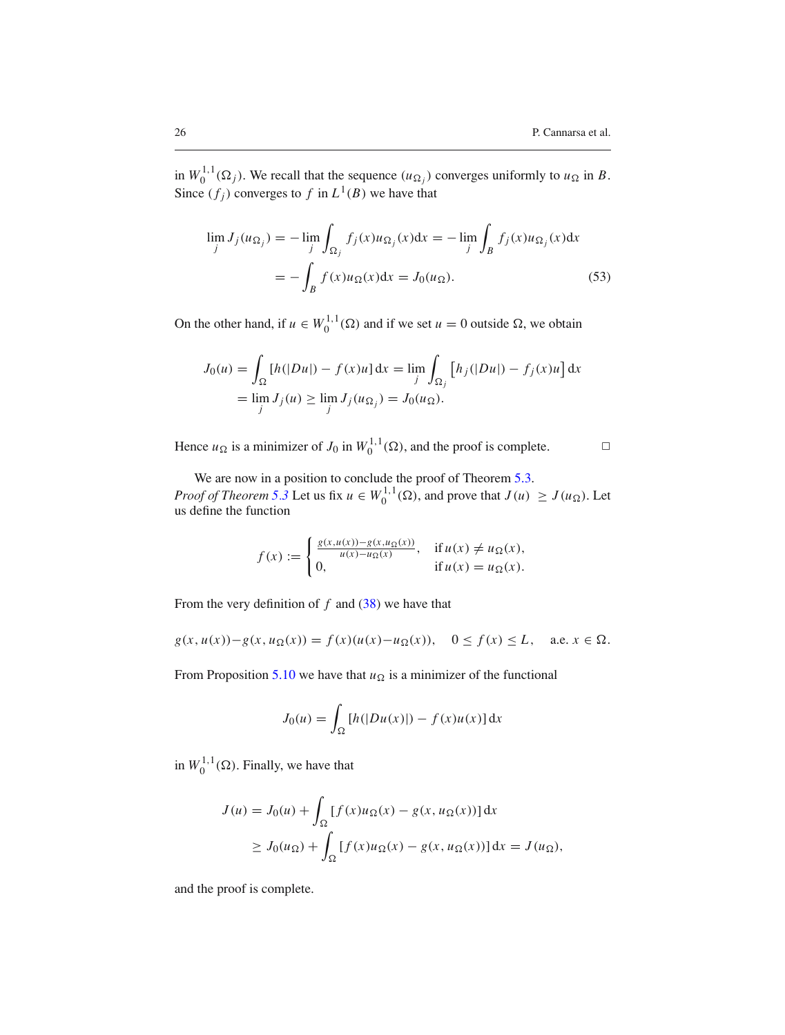in $W_0^{1,1}(\Omega_j)$. We recall that the sequence $(u_{\Omega_j})$ converges uniformly to $u_\Omega$ in $B$. Since $(f_j)$ converges to $f$ in $L^1(B)$ we have that

$$\lim_j J_j(u_{\Omega_j}) = -\lim_j \int_{\Omega_j} f_j(x) u_{\Omega_j}(x) \mathrm{d}x = -\lim_j \int_B f_j(x) u_{\Omega_j}(x) \mathrm{d}x$$
$$= -\int_B f(x) u_\Omega(x) \mathrm{d}x = J_0(u_\Omega). \tag{53}$$

On the other hand, if $u \in W_0^{1,1}(\Omega)$ and if we set $u = 0$ outside $\Omega$, we obtain

$$J_0(u) = \int_\Omega [h(|Du|) - f(x)u] \, \mathrm{d}x = \lim_j \int_{\Omega_j} \left[h_j(|Du|) - f_j(x)u\right] \mathrm{d}x$$
$$= \lim_j J_j(u) \geq \lim_j J_j(u_{\Omega_j}) = J_0(u_\Omega).$$

Hence $u_\Omega$ is a minimizer of $J_0$ in $W_0^{1,1}(\Omega)$, and the proof is complete. □

We are now in a position to conclude the proof of Theorem 5.3.

*Proof of Theorem 5.3* Let us fix $u \in W_0^{1,1}(\Omega)$, and prove that $J(u) \geq J(u_\Omega)$. Let us define the function

$$f(x) := \begin{cases} \frac{g(x,u(x)) - g(x,u_\Omega(x))}{u(x) - u_\Omega(x)}, & \text{if } u(x) \neq u_\Omega(x), \\ 0, & \text{if } u(x) = u_\Omega(x). \end{cases}$$

From the very definition of $f$ and (38) we have that

$$g(x, u(x)) - g(x, u_\Omega(x)) = f(x)(u(x) - u_\Omega(x)), \quad 0 \leq f(x) \leq L, \quad \text{a.e. } x \in \Omega.$$

From Proposition 5.10 we have that $u_\Omega$ is a minimizer of the functional

$$J_0(u) = \int_\Omega [h(|Du(x)|) - f(x)u(x)] \, \mathrm{d}x$$

in $W_0^{1,1}(\Omega)$. Finally, we have that

$$J(u) = J_0(u) + \int_\Omega [f(x)u_\Omega(x) - g(x, u_\Omega(x))] \, \mathrm{d}x$$
$$\geq J_0(u_\Omega) + \int_\Omega [f(x)u_\Omega(x) - g(x, u_\Omega(x))] \, \mathrm{d}x = J(u_\Omega),$$

and the proof is complete.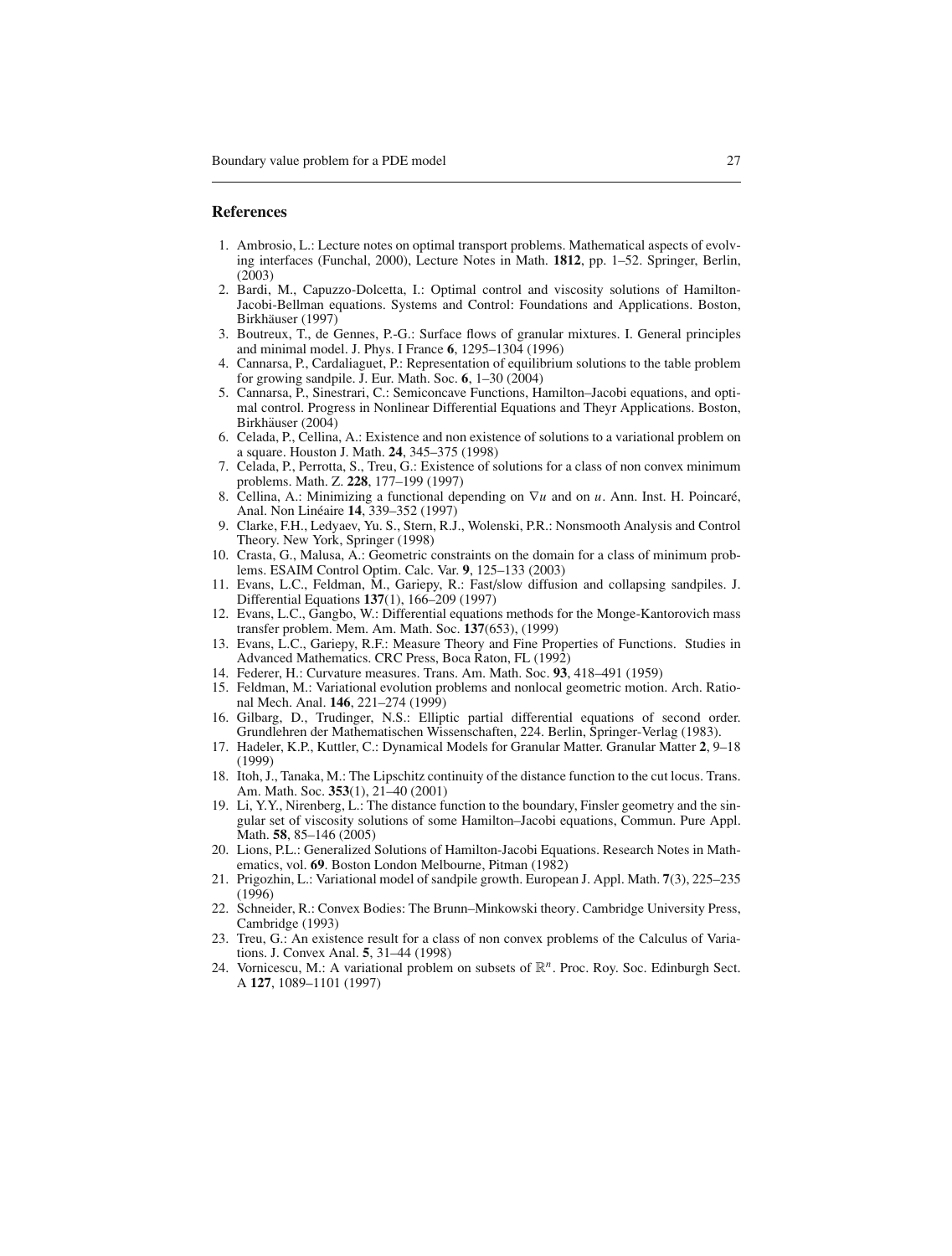## References

1. Ambrosio, L.: Lecture notes on optimal transport problems. Mathematical aspects of evolving interfaces (Funchal, 2000), Lecture Notes in Math. **1812**, pp. 1–52. Springer, Berlin, (2003)
2. Bardi, M., Capuzzo-Dolcetta, I.: Optimal control and viscosity solutions of Hamilton-Jacobi-Bellman equations. Systems and Control: Foundations and Applications. Boston, Birkhäuser (1997)
3. Boutreux, T., de Gennes, P.-G.: Surface flows of granular mixtures. I. General principles and minimal model. J. Phys. I France **6**, 1295–1304 (1996)
4. Cannarsa, P., Cardaliaguet, P.: Representation of equilibrium solutions to the table problem for growing sandpile. J. Eur. Math. Soc. **6**, 1–30 (2004)
5. Cannarsa, P., Sinestrari, C.: Semiconcave Functions, Hamilton–Jacobi equations, and optimal control. Progress in Nonlinear Differential Equations and Theyr Applications. Boston, Birkhäuser (2004)
6. Celada, P., Cellina, A.: Existence and non existence of solutions to a variational problem on a square. Houston J. Math. **24**, 345–375 (1998)
7. Celada, P., Perrotta, S., Treu, G.: Existence of solutions for a class of non convex minimum problems. Math. Z. **228**, 177–199 (1997)
8. Cellina, A.: Minimizing a functional depending on $\nabla u$ and on $u$. Ann. Inst. H. Poincaré, Anal. Non Linéaire **14**, 339–352 (1997)
9. Clarke, F.H., Ledyaev, Yu. S., Stern, R.J., Wolenski, P.R.: Nonsmooth Analysis and Control Theory. New York, Springer (1998)
10. Crasta, G., Malusa, A.: Geometric constraints on the domain for a class of minimum problems. ESAIM Control Optim. Calc. Var. **9**, 125–133 (2003)
11. Evans, L.C., Feldman, M., Gariepy, R.: Fast/slow diffusion and collapsing sandpiles. J. Differential Equations **137**(1), 166–209 (1997)
12. Evans, L.C., Gangbo, W.: Differential equations methods for the Monge-Kantorovich mass transfer problem. Mem. Am. Math. Soc. **137**(653), (1999)
13. Evans, L.C., Gariepy, R.F.: Measure Theory and Fine Properties of Functions. Studies in Advanced Mathematics. CRC Press, Boca Raton, FL (1992)
14. Federer, H.: Curvature measures. Trans. Am. Math. Soc. **93**, 418–491 (1959)
15. Feldman, M.: Variational evolution problems and nonlocal geometric motion. Arch. Rational Mech. Anal. **146**, 221–274 (1999)
16. Gilbarg, D., Trudinger, N.S.: Elliptic partial differential equations of second order. Grundlehren der Mathematischen Wissenschaften, 224. Berlin, Springer-Verlag (1983).
17. Hadeler, K.P., Kuttler, C.: Dynamical Models for Granular Matter. Granular Matter **2**, 9–18 (1999)
18. Itoh, J., Tanaka, M.: The Lipschitz continuity of the distance function to the cut locus. Trans. Am. Math. Soc. **353**(1), 21–40 (2001)
19. Li, Y.Y., Nirenberg, L.: The distance function to the boundary, Finsler geometry and the singular set of viscosity solutions of some Hamilton–Jacobi equations, Commun. Pure Appl. Math. **58**, 85–146 (2005)
20. Lions, P.L.: Generalized Solutions of Hamilton-Jacobi Equations. Research Notes in Mathematics, vol. **69**. Boston London Melbourne, Pitman (1982)
21. Prigozhin, L.: Variational model of sandpile growth. European J. Appl. Math. **7**(3), 225–235 (1996)
22. Schneider, R.: Convex Bodies: The Brunn–Minkowski theory. Cambridge University Press, Cambridge (1993)
23. Treu, G.: An existence result for a class of non convex problems of the Calculus of Variations. J. Convex Anal. **5**, 31–44 (1998)
24. Vornicescu, M.: A variational problem on subsets of $\mathbb{R}^n$. Proc. Roy. Soc. Edinburgh Sect. A **127**, 1089–1101 (1997)